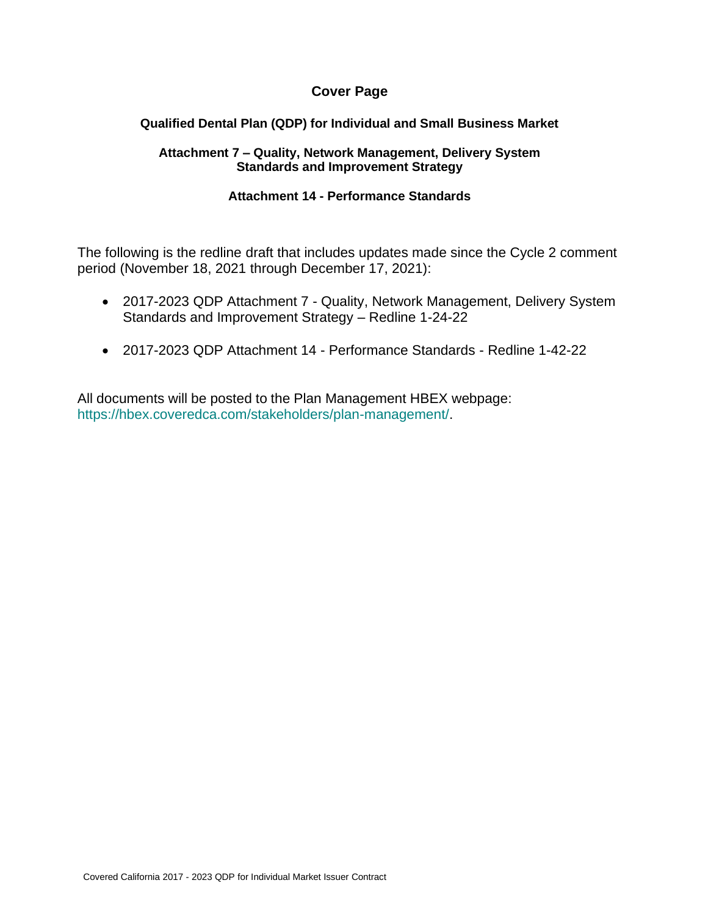# Cover Page

## Qualified Dental Plan (QDP) for Individual and Small Business Market

### Attachment 7 – Quality, Network Management, Delivery System Standards and Improvement Strategy

### Attachment 14 - Performance Standards

The following is the redline draft that includes updates made since the Cycle 2 comment period (November 18, 2021 through December 17, 2021):

- 2017-2023 QDP Attachment 7 - Quality, Network Management, Delivery System Standards and Improvement Strategy – Redline 1-24-22
- 2017-2023 QDP Attachment 14 - Performance Standards - Redline 1-42-22

All documents will be posted to the Plan Management HBEX webpage: https://hbex.coveredca.com/stakeholders/plan-management/.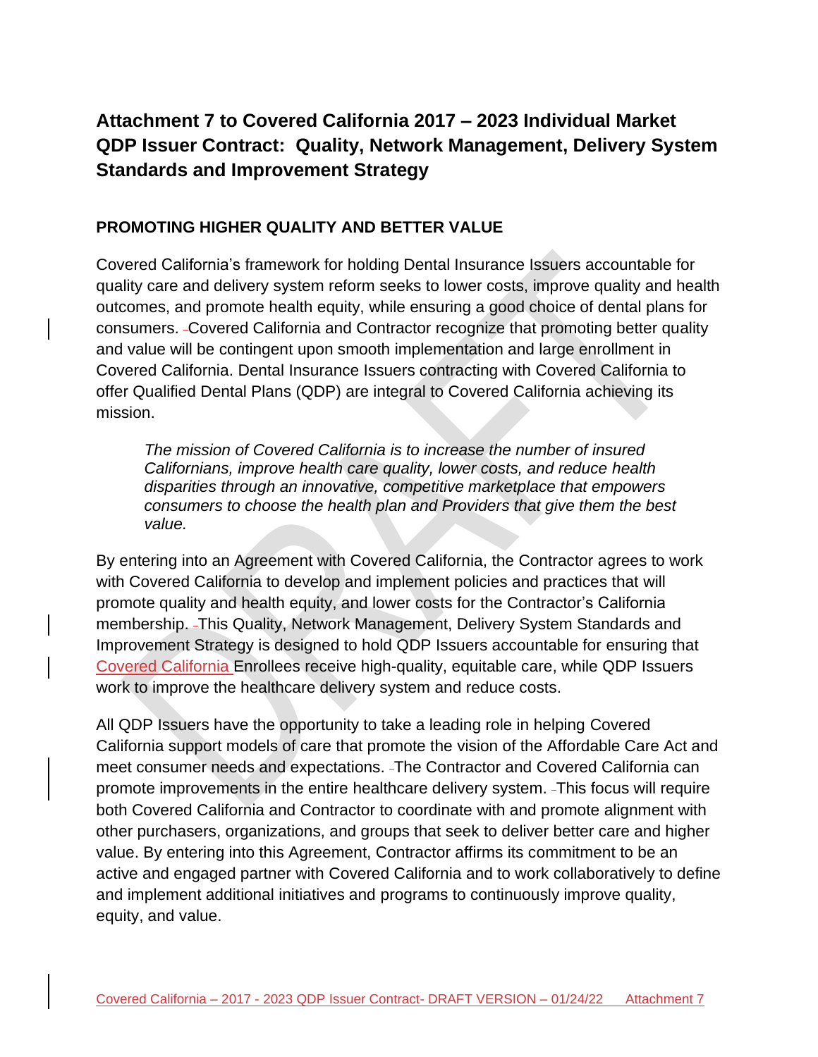# Attachment 7 to Covered California 2017 – 2023 Individual Market QDP Issuer Contract: Quality, Network Management, Delivery System Standards and Improvement Strategy

## PROMOTING HIGHER QUALITY AND BETTER VALUE

Covered California's framework for holding Dental Insurance Issuers accountable for quality care and delivery system reform seeks to lower costs, improve quality and health outcomes, and promote health equity, while ensuring a good choice of dental plans for consumers. Covered California and Contractor recognize that promoting better quality and value will be contingent upon smooth implementation and large enrollment in Covered California. Dental Insurance Issuers contracting with Covered California to offer Qualified Dental Plans (QDP) are integral to Covered California achieving its mission.

> *The mission of Covered California is to increase the number of insured Californians, improve health care quality, lower costs, and reduce health disparities through an innovative, competitive marketplace that empowers consumers to choose the health plan and Providers that give them the best value.*

By entering into an Agreement with Covered California, the Contractor agrees to work with Covered California to develop and implement policies and practices that will promote quality and health equity, and lower costs for the Contractor's California membership. This Quality, Network Management, Delivery System Standards and Improvement Strategy is designed to hold QDP Issuers accountable for ensuring that Covered California Enrollees receive high-quality, equitable care, while QDP Issuers work to improve the healthcare delivery system and reduce costs.

All QDP Issuers have the opportunity to take a leading role in helping Covered California support models of care that promote the vision of the Affordable Care Act and meet consumer needs and expectations. The Contractor and Covered California can promote improvements in the entire healthcare delivery system. This focus will require both Covered California and Contractor to coordinate with and promote alignment with other purchasers, organizations, and groups that seek to deliver better care and higher value. By entering into this Agreement, Contractor affirms its commitment to be an active and engaged partner with Covered California and to work collaboratively to define and implement additional initiatives and programs to continuously improve quality, equity, and value.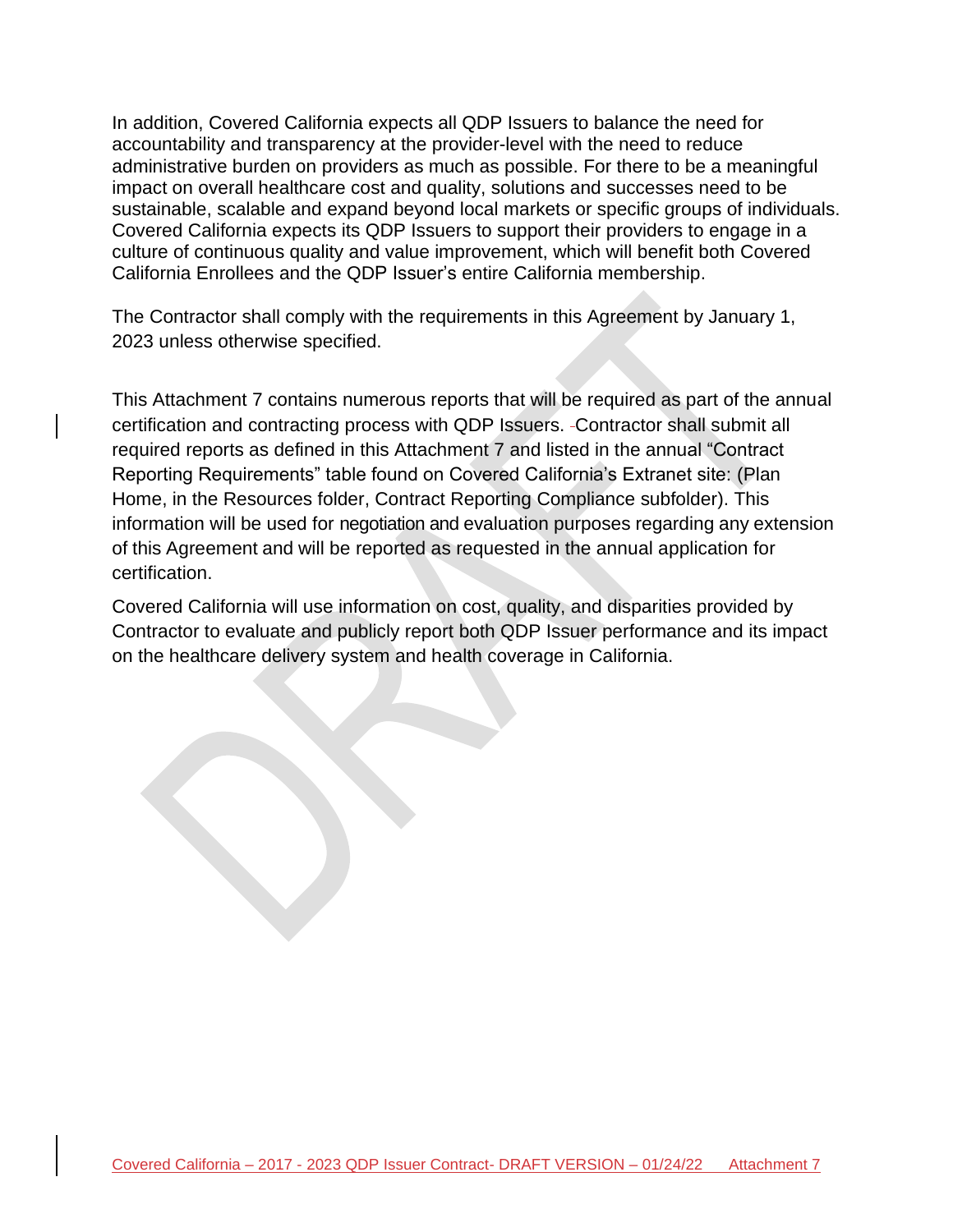In addition, Covered California expects all QDP Issuers to balance the need for accountability and transparency at the provider-level with the need to reduce administrative burden on providers as much as possible. For there to be a meaningful impact on overall healthcare cost and quality, solutions and successes need to be sustainable, scalable and expand beyond local markets or specific groups of individuals. Covered California expects its QDP Issuers to support their providers to engage in a culture of continuous quality and value improvement, which will benefit both Covered California Enrollees and the QDP Issuer's entire California membership.

The Contractor shall comply with the requirements in this Agreement by January 1, 2023 unless otherwise specified.

This Attachment 7 contains numerous reports that will be required as part of the annual certification and contracting process with QDP Issuers. Contractor shall submit all required reports as defined in this Attachment 7 and listed in the annual "Contract Reporting Requirements" table found on Covered California's Extranet site: (Plan Home, in the Resources folder, Contract Reporting Compliance subfolder). This information will be used for negotiation and evaluation purposes regarding any extension of this Agreement and will be reported as requested in the annual application for certification.

Covered California will use information on cost, quality, and disparities provided by Contractor to evaluate and publicly report both QDP Issuer performance and its impact on the healthcare delivery system and health coverage in California.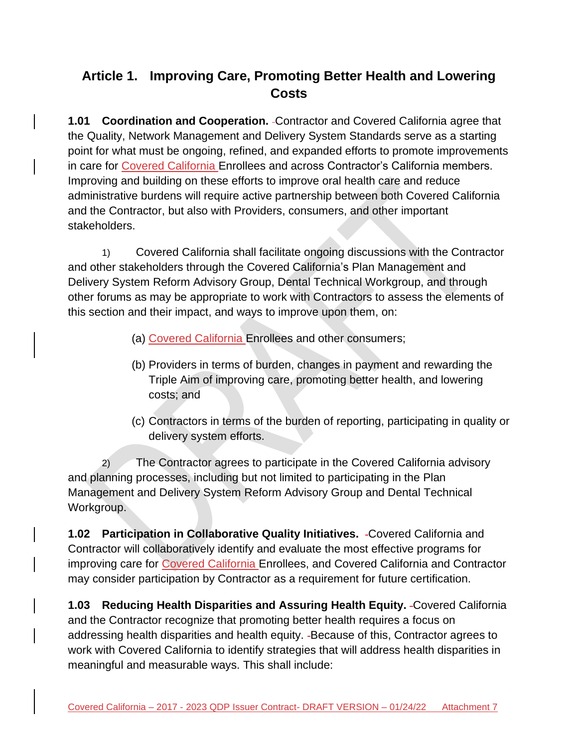## Article 1. Improving Care, Promoting Better Health and Lowering Costs

**1.01 Coordination and Cooperation.** Contractor and Covered California agree that the Quality, Network Management and Delivery System Standards serve as a starting point for what must be ongoing, refined, and expanded efforts to promote improvements in care for Covered California Enrollees and across Contractor's California members. Improving and building on these efforts to improve oral health care and reduce administrative burdens will require active partnership between both Covered California and the Contractor, but also with Providers, consumers, and other important stakeholders.

1) Covered California shall facilitate ongoing discussions with the Contractor and other stakeholders through the Covered California's Plan Management and Delivery System Reform Advisory Group, Dental Technical Workgroup, and through other forums as may be appropriate to work with Contractors to assess the elements of this section and their impact, and ways to improve upon them, on:

(a) Covered California Enrollees and other consumers;

(b) Providers in terms of burden, changes in payment and rewarding the Triple Aim of improving care, promoting better health, and lowering costs; and

(c) Contractors in terms of the burden of reporting, participating in quality or delivery system efforts.

2) The Contractor agrees to participate in the Covered California advisory and planning processes, including but not limited to participating in the Plan Management and Delivery System Reform Advisory Group and Dental Technical Workgroup.

**1.02 Participation in Collaborative Quality Initiatives.** Covered California and Contractor will collaboratively identify and evaluate the most effective programs for improving care for Covered California Enrollees, and Covered California and Contractor may consider participation by Contractor as a requirement for future certification.

**1.03 Reducing Health Disparities and Assuring Health Equity.** Covered California and the Contractor recognize that promoting better health requires a focus on addressing health disparities and health equity. Because of this, Contractor agrees to work with Covered California to identify strategies that will address health disparities in meaningful and measurable ways. This shall include: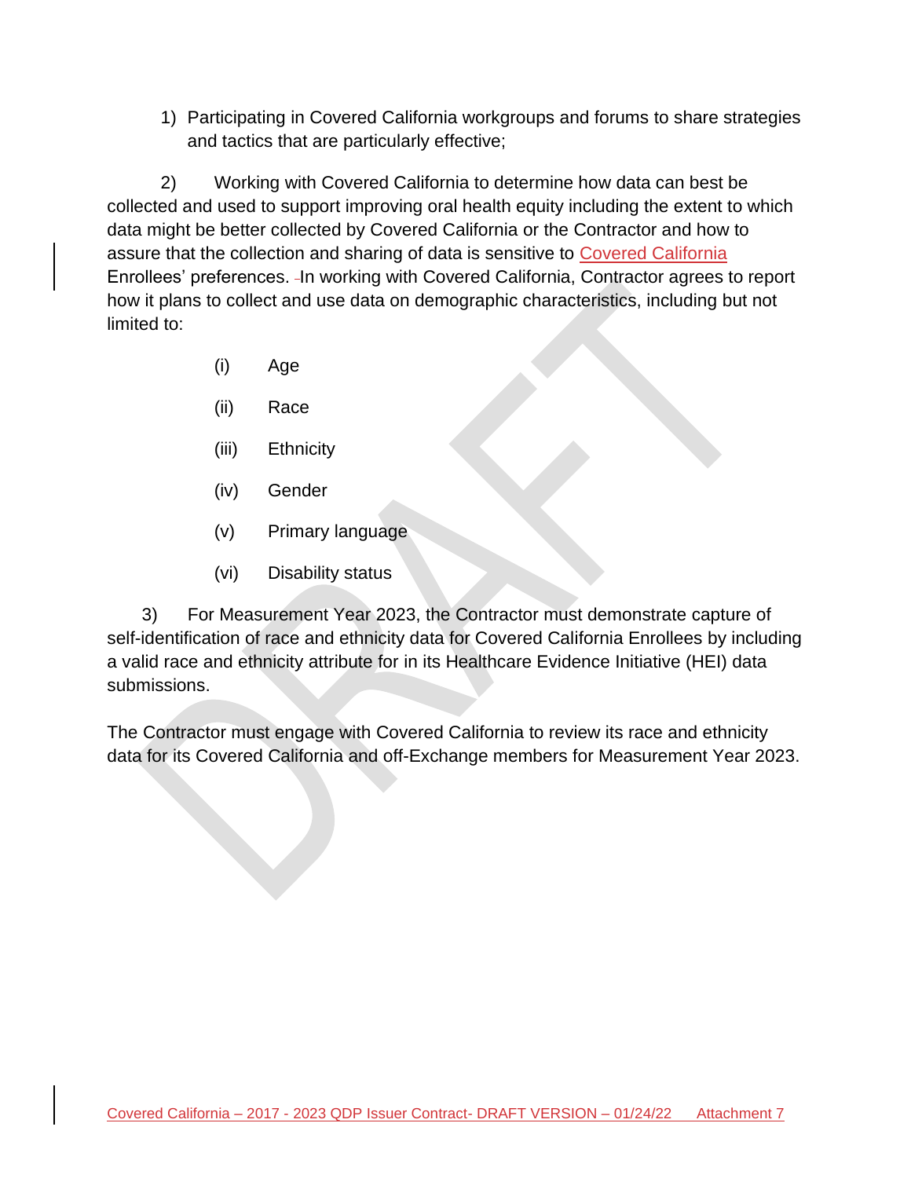1) Participating in Covered California workgroups and forums to share strategies and tactics that are particularly effective;

2) Working with Covered California to determine how data can best be collected and used to support improving oral health equity including the extent to which data might be better collected by Covered California or the Contractor and how to assure that the collection and sharing of data is sensitive to Covered California Enrollees' preferences. In working with Covered California, Contractor agrees to report how it plans to collect and use data on demographic characteristics, including but not limited to:

(i) Age

(ii) Race

(iii) Ethnicity

(iv) Gender

(v) Primary language

(vi) Disability status

3) For Measurement Year 2023, the Contractor must demonstrate capture of self-identification of race and ethnicity data for Covered California Enrollees by including a valid race and ethnicity attribute for in its Healthcare Evidence Initiative (HEI) data submissions.

The Contractor must engage with Covered California to review its race and ethnicity data for its Covered California and off-Exchange members for Measurement Year 2023.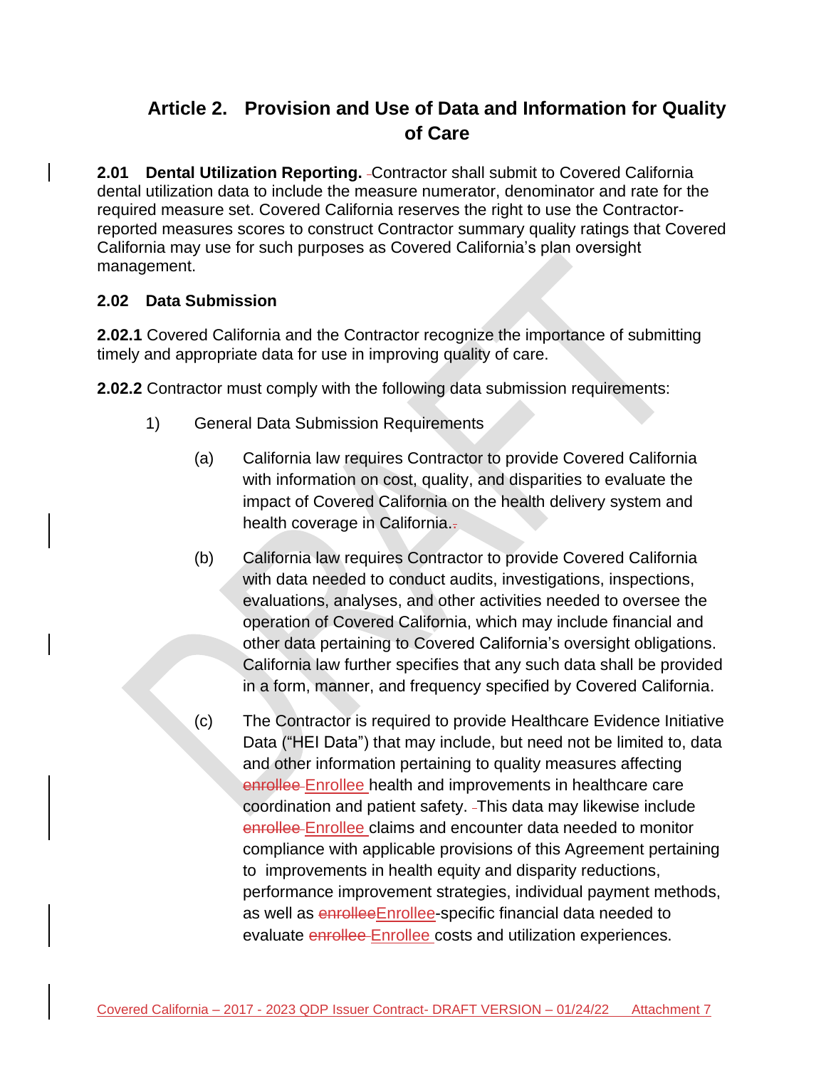## Article 2. Provision and Use of Data and Information for Quality of Care

**2.01 Dental Utilization Reporting.** Contractor shall submit to Covered California dental utilization data to include the measure numerator, denominator and rate for the required measure set. Covered California reserves the right to use the Contractor-reported measures scores to construct Contractor summary quality ratings that Covered California may use for such purposes as Covered California's plan oversight management.

**2.02 Data Submission**

**2.02.1** Covered California and the Contractor recognize the importance of submitting timely and appropriate data for use in improving quality of care.

**2.02.2** Contractor must comply with the following data submission requirements:

1) General Data Submission Requirements

   (a) California law requires Contractor to provide Covered California with information on cost, quality, and disparities to evaluate the impact of Covered California on the health delivery system and health coverage in California.

   (b) California law requires Contractor to provide Covered California with data needed to conduct audits, investigations, inspections, evaluations, analyses, and other activities needed to oversee the operation of Covered California, which may include financial and other data pertaining to Covered California's oversight obligations. California law further specifies that any such data shall be provided in a form, manner, and frequency specified by Covered California.

   (c) The Contractor is required to provide Healthcare Evidence Initiative Data ("HEI Data") that may include, but need not be limited to, data and other information pertaining to quality measures affecting ~~enrollee~~ Enrollee health and improvements in healthcare care coordination and patient safety. This data may likewise include ~~enrollee~~ Enrollee claims and encounter data needed to monitor compliance with applicable provisions of this Agreement pertaining to improvements in health equity and disparity reductions, performance improvement strategies, individual payment methods, as well as ~~enrollee~~Enrollee-specific financial data needed to evaluate ~~enrollee~~ Enrollee costs and utilization experiences.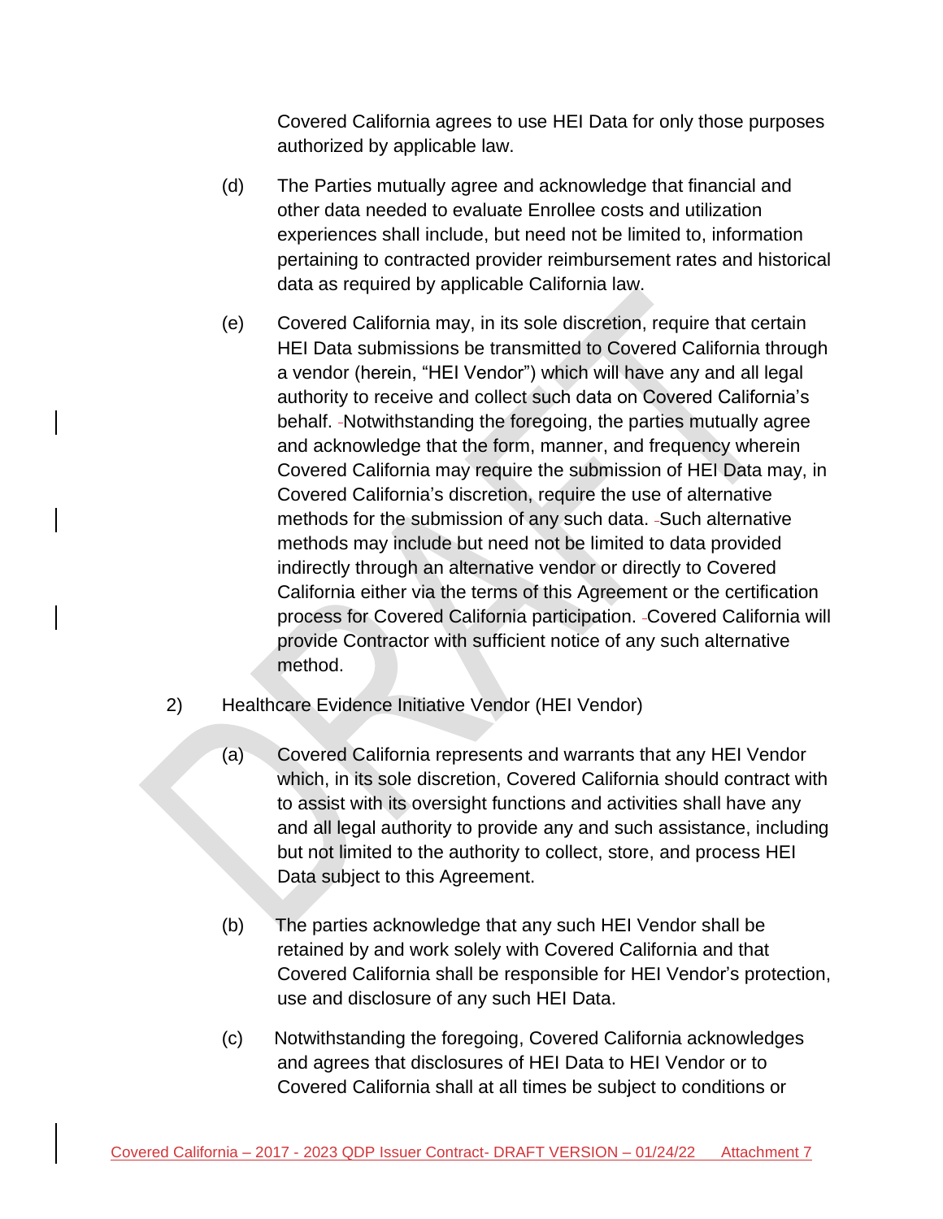Covered California agrees to use HEI Data for only those purposes authorized by applicable law.

(d) The Parties mutually agree and acknowledge that financial and other data needed to evaluate Enrollee costs and utilization experiences shall include, but need not be limited to, information pertaining to contracted provider reimbursement rates and historical data as required by applicable California law.

(e) Covered California may, in its sole discretion, require that certain HEI Data submissions be transmitted to Covered California through a vendor (herein, "HEI Vendor") which will have any and all legal authority to receive and collect such data on Covered California's behalf. Notwithstanding the foregoing, the parties mutually agree and acknowledge that the form, manner, and frequency wherein Covered California may require the submission of HEI Data may, in Covered California's discretion, require the use of alternative methods for the submission of any such data. Such alternative methods may include but need not be limited to data provided indirectly through an alternative vendor or directly to Covered California either via the terms of this Agreement or the certification process for Covered California participation. Covered California will provide Contractor with sufficient notice of any such alternative method.

2) Healthcare Evidence Initiative Vendor (HEI Vendor)

(a) Covered California represents and warrants that any HEI Vendor which, in its sole discretion, Covered California should contract with to assist with its oversight functions and activities shall have any and all legal authority to provide any and such assistance, including but not limited to the authority to collect, store, and process HEI Data subject to this Agreement.

(b) The parties acknowledge that any such HEI Vendor shall be retained by and work solely with Covered California and that Covered California shall be responsible for HEI Vendor's protection, use and disclosure of any such HEI Data.

(c) Notwithstanding the foregoing, Covered California acknowledges and agrees that disclosures of HEI Data to HEI Vendor or to Covered California shall at all times be subject to conditions or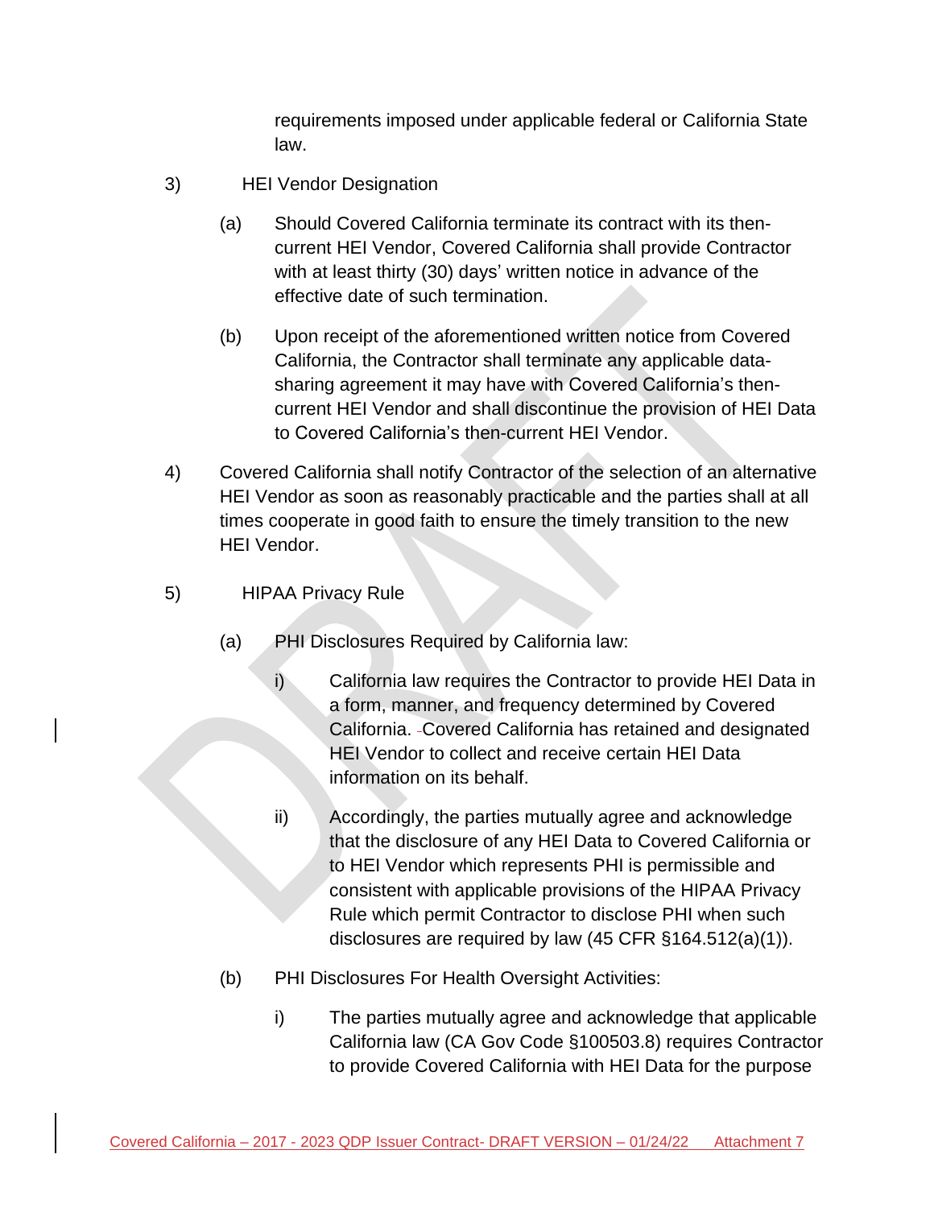requirements imposed under applicable federal or California State law.

3) HEI Vendor Designation

   (a) Should Covered California terminate its contract with its then-current HEI Vendor, Covered California shall provide Contractor with at least thirty (30) days' written notice in advance of the effective date of such termination.

   (b) Upon receipt of the aforementioned written notice from Covered California, the Contractor shall terminate any applicable data-sharing agreement it may have with Covered California's then-current HEI Vendor and shall discontinue the provision of HEI Data to Covered California's then-current HEI Vendor.

4) Covered California shall notify Contractor of the selection of an alternative HEI Vendor as soon as reasonably practicable and the parties shall at all times cooperate in good faith to ensure the timely transition to the new HEI Vendor.

5) HIPAA Privacy Rule

   (a) PHI Disclosures Required by California law:

      i) California law requires the Contractor to provide HEI Data in a form, manner, and frequency determined by Covered California. Covered California has retained and designated HEI Vendor to collect and receive certain HEI Data information on its behalf.

      ii) Accordingly, the parties mutually agree and acknowledge that the disclosure of any HEI Data to Covered California or to HEI Vendor which represents PHI is permissible and consistent with applicable provisions of the HIPAA Privacy Rule which permit Contractor to disclose PHI when such disclosures are required by law (45 CFR §164.512(a)(1)).

   (b) PHI Disclosures For Health Oversight Activities:

      i) The parties mutually agree and acknowledge that applicable California law (CA Gov Code §100503.8) requires Contractor to provide Covered California with HEI Data for the purpose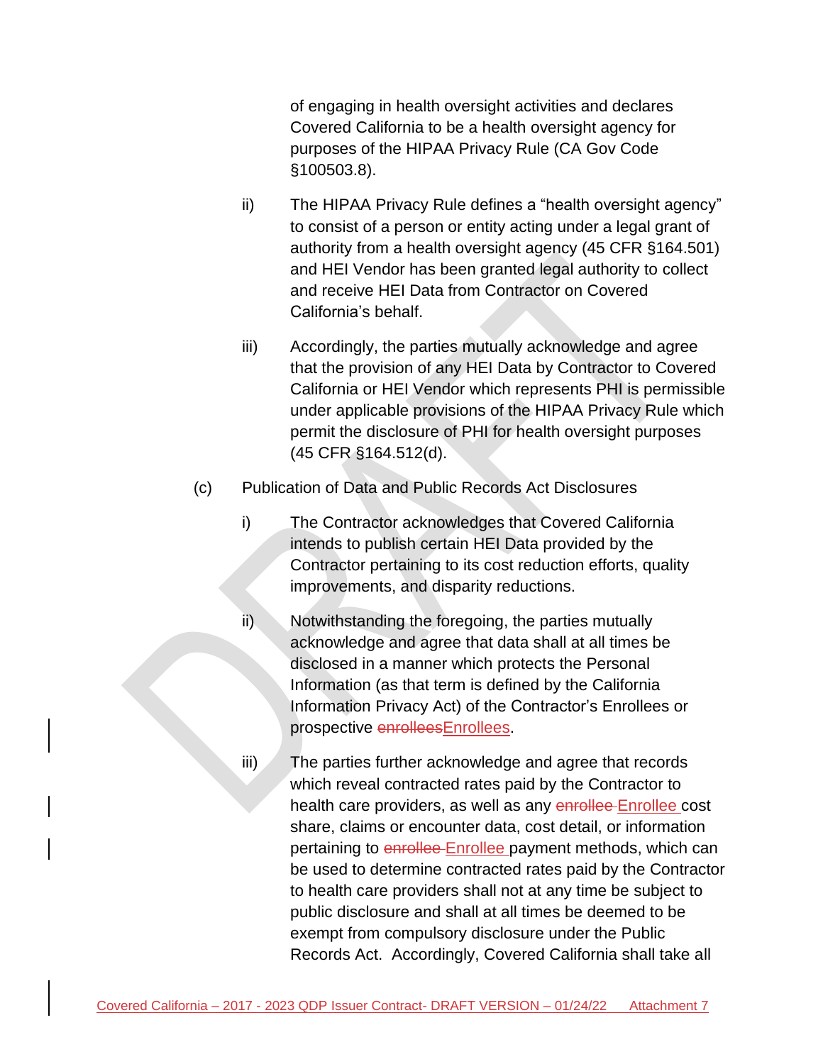of engaging in health oversight activities and declares Covered California to be a health oversight agency for purposes of the HIPAA Privacy Rule (CA Gov Code §100503.8).

ii) The HIPAA Privacy Rule defines a "health oversight agency" to consist of a person or entity acting under a legal grant of authority from a health oversight agency (45 CFR §164.501) and HEI Vendor has been granted legal authority to collect and receive HEI Data from Contractor on Covered California's behalf.

iii) Accordingly, the parties mutually acknowledge and agree that the provision of any HEI Data by Contractor to Covered California or HEI Vendor which represents PHI is permissible under applicable provisions of the HIPAA Privacy Rule which permit the disclosure of PHI for health oversight purposes (45 CFR §164.512(d).

(c) Publication of Data and Public Records Act Disclosures

i) The Contractor acknowledges that Covered California intends to publish certain HEI Data provided by the Contractor pertaining to its cost reduction efforts, quality improvements, and disparity reductions.

ii) Notwithstanding the foregoing, the parties mutually acknowledge and agree that data shall at all times be disclosed in a manner which protects the Personal Information (as that term is defined by the California Information Privacy Act) of the Contractor's Enrollees or prospective ~~enrollees~~Enrollees.

iii) The parties further acknowledge and agree that records which reveal contracted rates paid by the Contractor to health care providers, as well as any ~~enrollee~~ Enrollee cost share, claims or encounter data, cost detail, or information pertaining to ~~enrollee~~ Enrollee payment methods, which can be used to determine contracted rates paid by the Contractor to health care providers shall not at any time be subject to public disclosure and shall at all times be deemed to be exempt from compulsory disclosure under the Public Records Act. Accordingly, Covered California shall take all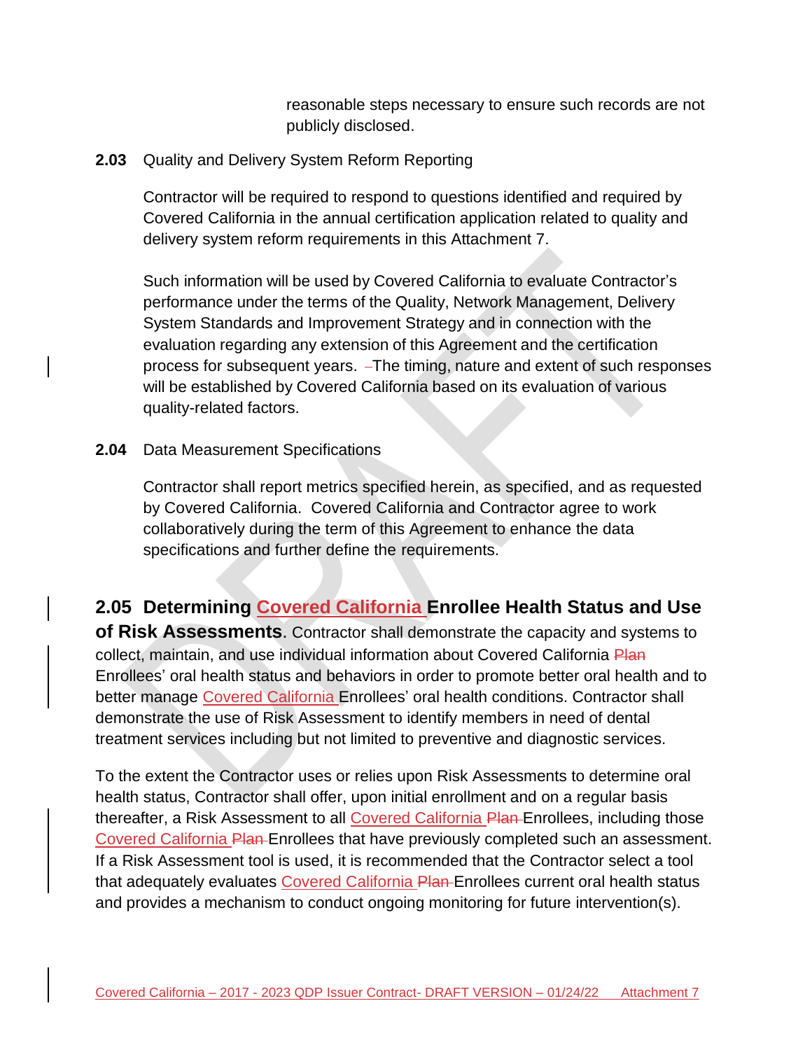reasonable steps necessary to ensure such records are not publicly disclosed.

**2.03** Quality and Delivery System Reform Reporting

Contractor will be required to respond to questions identified and required by Covered California in the annual certification application related to quality and delivery system reform requirements in this Attachment 7.

Such information will be used by Covered California to evaluate Contractor's performance under the terms of the Quality, Network Management, Delivery System Standards and Improvement Strategy and in connection with the evaluation regarding any extension of this Agreement and the certification process for subsequent years. The timing, nature and extent of such responses will be established by Covered California based on its evaluation of various quality-related factors.

**2.04** Data Measurement Specifications

Contractor shall report metrics specified herein, as specified, and as requested by Covered California. Covered California and Contractor agree to work collaboratively during the term of this Agreement to enhance the data specifications and further define the requirements.

**2.05 Determining Covered California Enrollee Health Status and Use of Risk Assessments**. Contractor shall demonstrate the capacity and systems to collect, maintain, and use individual information about Covered California ~~Plan~~ Enrollees' oral health status and behaviors in order to promote better oral health and to better manage Covered California Enrollees' oral health conditions. Contractor shall demonstrate the use of Risk Assessment to identify members in need of dental treatment services including but not limited to preventive and diagnostic services.

To the extent the Contractor uses or relies upon Risk Assessments to determine oral health status, Contractor shall offer, upon initial enrollment and on a regular basis thereafter, a Risk Assessment to all Covered California ~~Plan~~ Enrollees, including those Covered California ~~Plan~~ Enrollees that have previously completed such an assessment. If a Risk Assessment tool is used, it is recommended that the Contractor select a tool that adequately evaluates Covered California ~~Plan~~ Enrollees current oral health status and provides a mechanism to conduct ongoing monitoring for future intervention(s).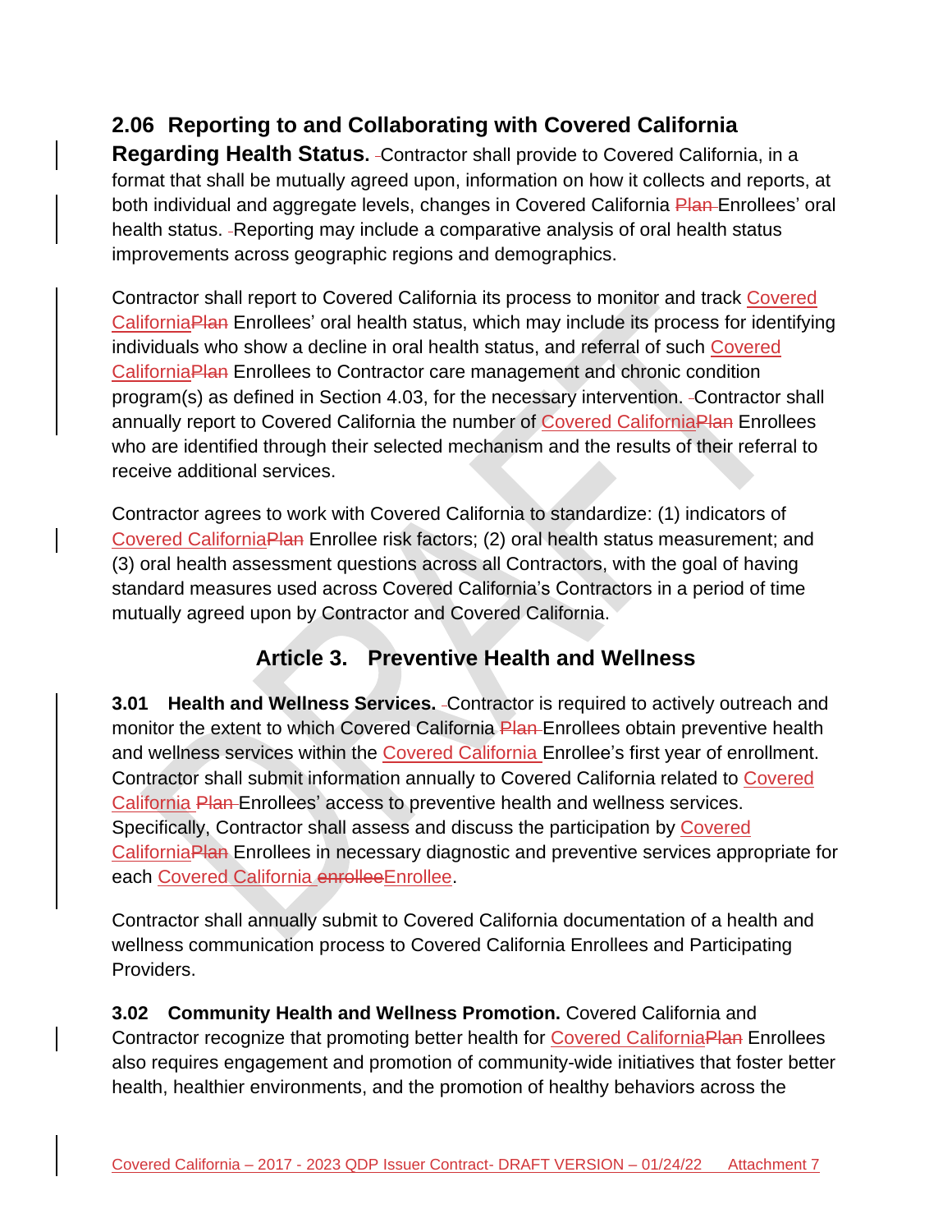## 2.06 Reporting to and Collaborating with Covered California Regarding Health Status.

Contractor shall provide to Covered California, in a format that shall be mutually agreed upon, information on how it collects and reports, at both individual and aggregate levels, changes in Covered California Plan Enrollees' oral health status. Reporting may include a comparative analysis of oral health status improvements across geographic regions and demographics.

Contractor shall report to Covered California its process to monitor and track Covered CaliforniaPlan Enrollees' oral health status, which may include its process for identifying individuals who show a decline in oral health status, and referral of such Covered CaliforniaPlan Enrollees to Contractor care management and chronic condition program(s) as defined in Section 4.03, for the necessary intervention. Contractor shall annually report to Covered California the number of Covered CaliforniaPlan Enrollees who are identified through their selected mechanism and the results of their referral to receive additional services.

Contractor agrees to work with Covered California to standardize: (1) indicators of Covered CaliforniaPlan Enrollee risk factors; (2) oral health status measurement; and (3) oral health assessment questions across all Contractors, with the goal of having standard measures used across Covered California's Contractors in a period of time mutually agreed upon by Contractor and Covered California.

# Article 3. Preventive Health and Wellness

**3.01 Health and Wellness Services.** Contractor is required to actively outreach and monitor the extent to which Covered California Plan Enrollees obtain preventive health and wellness services within the Covered California Enrollee's first year of enrollment. Contractor shall submit information annually to Covered California related to Covered California Plan Enrollees' access to preventive health and wellness services. Specifically, Contractor shall assess and discuss the participation by Covered CaliforniaPlan Enrollees in necessary diagnostic and preventive services appropriate for each Covered California enrolleeEnrollee.

Contractor shall annually submit to Covered California documentation of a health and wellness communication process to Covered California Enrollees and Participating Providers.

**3.02 Community Health and Wellness Promotion.** Covered California and Contractor recognize that promoting better health for Covered CaliforniaPlan Enrollees also requires engagement and promotion of community-wide initiatives that foster better health, healthier environments, and the promotion of healthy behaviors across the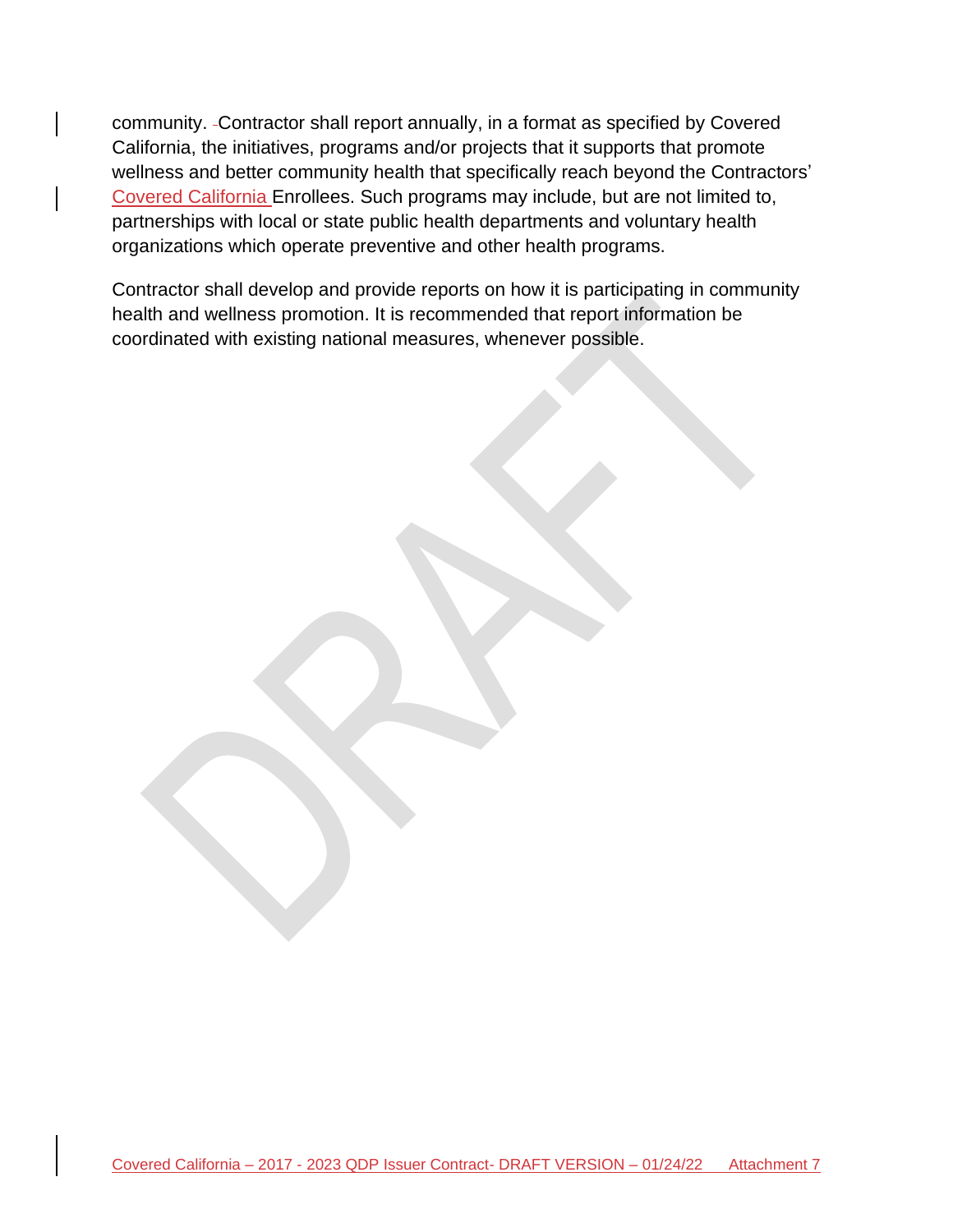community. Contractor shall report annually, in a format as specified by Covered California, the initiatives, programs and/or projects that it supports that promote wellness and better community health that specifically reach beyond the Contractors' Covered California Enrollees. Such programs may include, but are not limited to, partnerships with local or state public health departments and voluntary health organizations which operate preventive and other health programs.

Contractor shall develop and provide reports on how it is participating in community health and wellness promotion. It is recommended that report information be coordinated with existing national measures, whenever possible.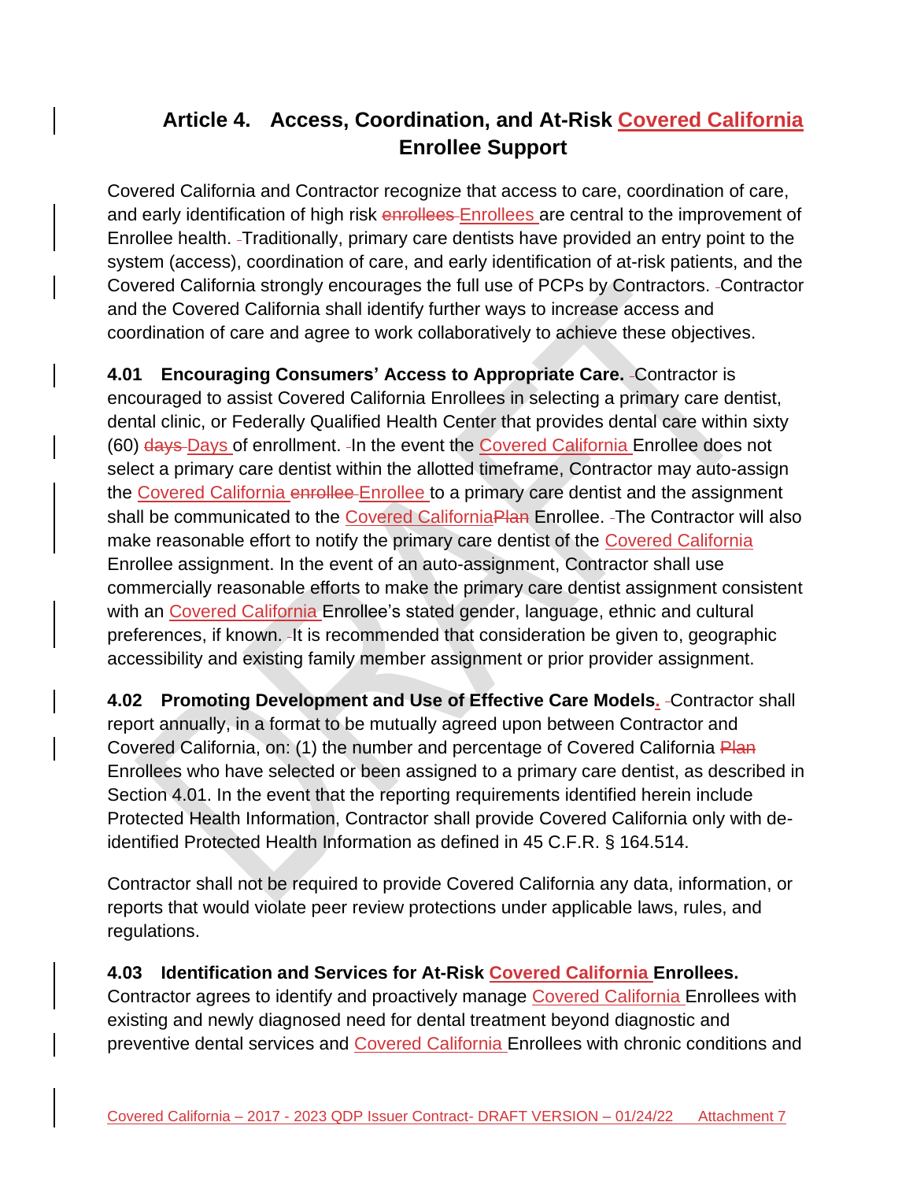## Article 4. Access, Coordination, and At-Risk Covered California Enrollee Support

Covered California and Contractor recognize that access to care, coordination of care, and early identification of high risk Enrollees are central to the improvement of Enrollee health. Traditionally, primary care dentists have provided an entry point to the system (access), coordination of care, and early identification of at-risk patients, and the Covered California strongly encourages the full use of PCPs by Contractors. Contractor and the Covered California shall identify further ways to increase access and coordination of care and agree to work collaboratively to achieve these objectives.

**4.01 Encouraging Consumers' Access to Appropriate Care.** Contractor is encouraged to assist Covered California Enrollees in selecting a primary care dentist, dental clinic, or Federally Qualified Health Center that provides dental care within sixty (60) Days of enrollment. In the event the Covered California Enrollee does not select a primary care dentist within the allotted timeframe, Contractor may auto-assign the Covered California Enrollee to a primary care dentist and the assignment shall be communicated to the Covered California Enrollee. The Contractor will also make reasonable effort to notify the primary care dentist of the Covered California Enrollee assignment. In the event of an auto-assignment, Contractor shall use commercially reasonable efforts to make the primary care dentist assignment consistent with an Covered California Enrollee's stated gender, language, ethnic and cultural preferences, if known. It is recommended that consideration be given to, geographic accessibility and existing family member assignment or prior provider assignment.

**4.02 Promoting Development and Use of Effective Care Models.** Contractor shall report annually, in a format to be mutually agreed upon between Contractor and Covered California, on: (1) the number and percentage of Covered California Enrollees who have selected or been assigned to a primary care dentist, as described in Section 4.01. In the event that the reporting requirements identified herein include Protected Health Information, Contractor shall provide Covered California only with de-identified Protected Health Information as defined in 45 C.F.R. § 164.514.

Contractor shall not be required to provide Covered California any data, information, or reports that would violate peer review protections under applicable laws, rules, and regulations.

**4.03 Identification and Services for At-Risk Covered California Enrollees.** Contractor agrees to identify and proactively manage Covered California Enrollees with existing and newly diagnosed need for dental treatment beyond diagnostic and preventive dental services and Covered California Enrollees with chronic conditions and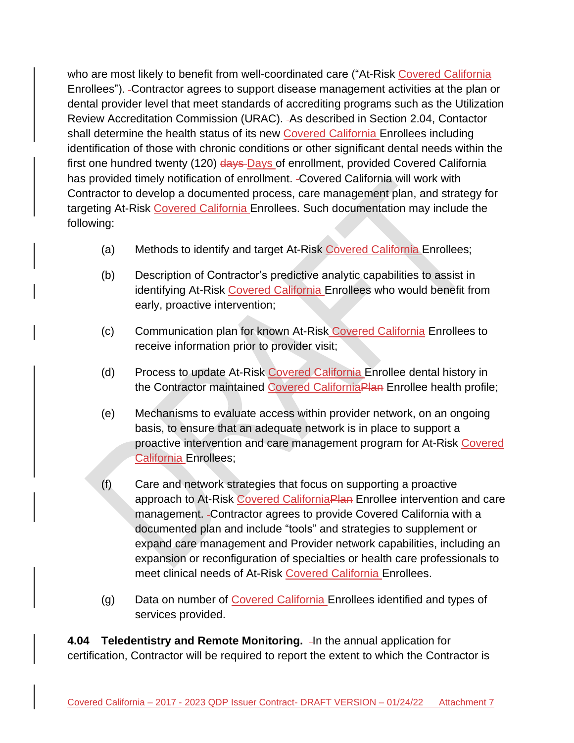who are most likely to benefit from well-coordinated care ("At-Risk Covered California Enrollees"). Contractor agrees to support disease management activities at the plan or dental provider level that meet standards of accrediting programs such as the Utilization Review Accreditation Commission (URAC). As described in Section 2.04, Contactor shall determine the health status of its new Covered California Enrollees including identification of those with chronic conditions or other significant dental needs within the first one hundred twenty (120) ~~days~~ Days of enrollment, provided Covered California has provided timely notification of enrollment. Covered California will work with Contractor to develop a documented process, care management plan, and strategy for targeting At-Risk Covered California Enrollees. Such documentation may include the following:

(a) Methods to identify and target At-Risk Covered California Enrollees;

(b) Description of Contractor's predictive analytic capabilities to assist in identifying At-Risk Covered California Enrollees who would benefit from early, proactive intervention;

(c) Communication plan for known At-Risk Covered California Enrollees to receive information prior to provider visit;

(d) Process to update At-Risk Covered California Enrollee dental history in the Contractor maintained Covered California~~Plan~~ Enrollee health profile;

(e) Mechanisms to evaluate access within provider network, on an ongoing basis, to ensure that an adequate network is in place to support a proactive intervention and care management program for At-Risk Covered California Enrollees;

(f) Care and network strategies that focus on supporting a proactive approach to At-Risk Covered California~~Plan~~ Enrollee intervention and care management. Contractor agrees to provide Covered California with a documented plan and include "tools" and strategies to supplement or expand care management and Provider network capabilities, including an expansion or reconfiguration of specialties or health care professionals to meet clinical needs of At-Risk Covered California Enrollees.

(g) Data on number of Covered California Enrollees identified and types of services provided.

**4.04 Teledentistry and Remote Monitoring.** In the annual application for certification, Contractor will be required to report the extent to which the Contractor is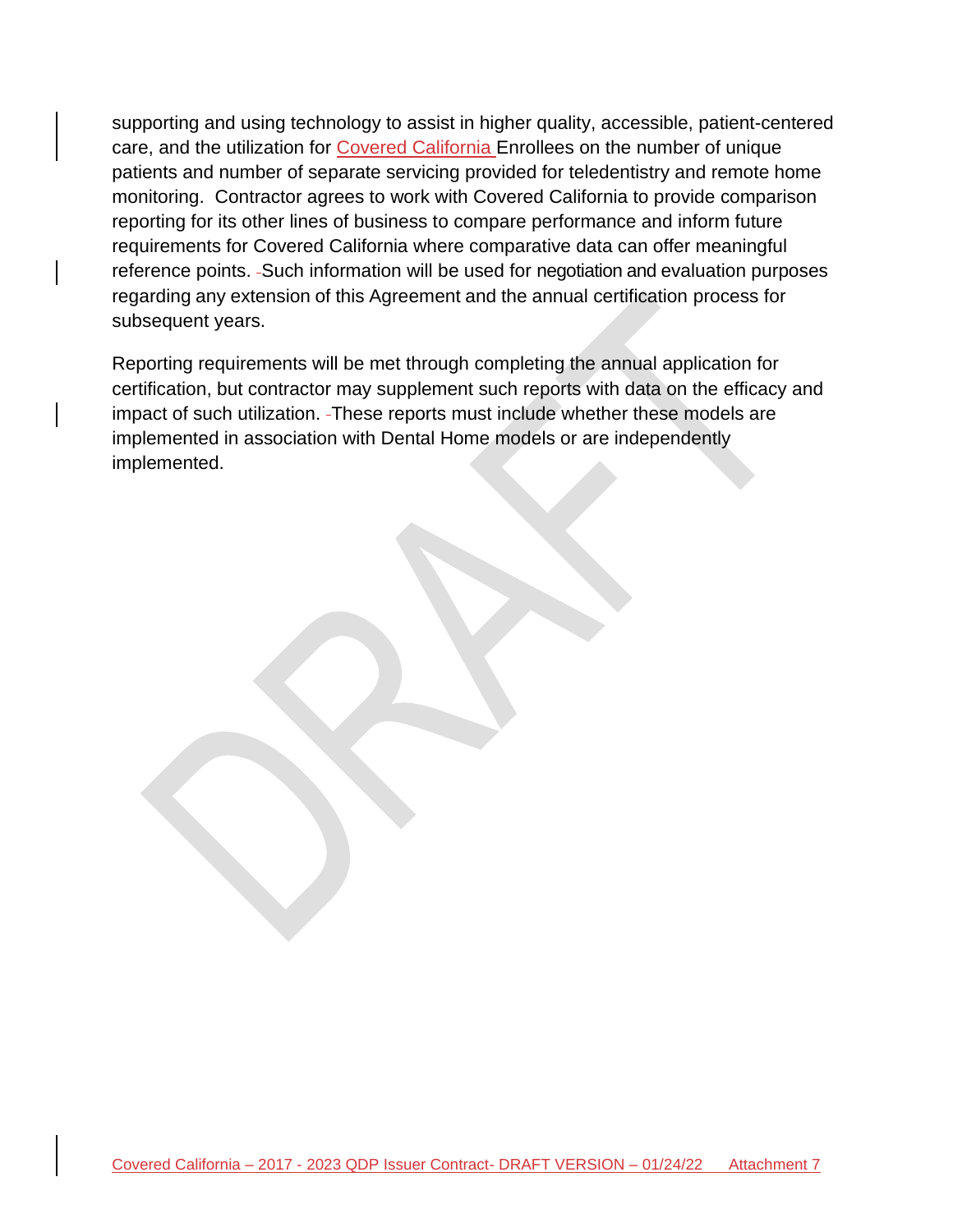supporting and using technology to assist in higher quality, accessible, patient-centered care, and the utilization for Covered California Enrollees on the number of unique patients and number of separate servicing provided for teledentistry and remote home monitoring. Contractor agrees to work with Covered California to provide comparison reporting for its other lines of business to compare performance and inform future requirements for Covered California where comparative data can offer meaningful reference points. Such information will be used for negotiation and evaluation purposes regarding any extension of this Agreement and the annual certification process for subsequent years.

Reporting requirements will be met through completing the annual application for certification, but contractor may supplement such reports with data on the efficacy and impact of such utilization. These reports must include whether these models are implemented in association with Dental Home models or are independently implemented.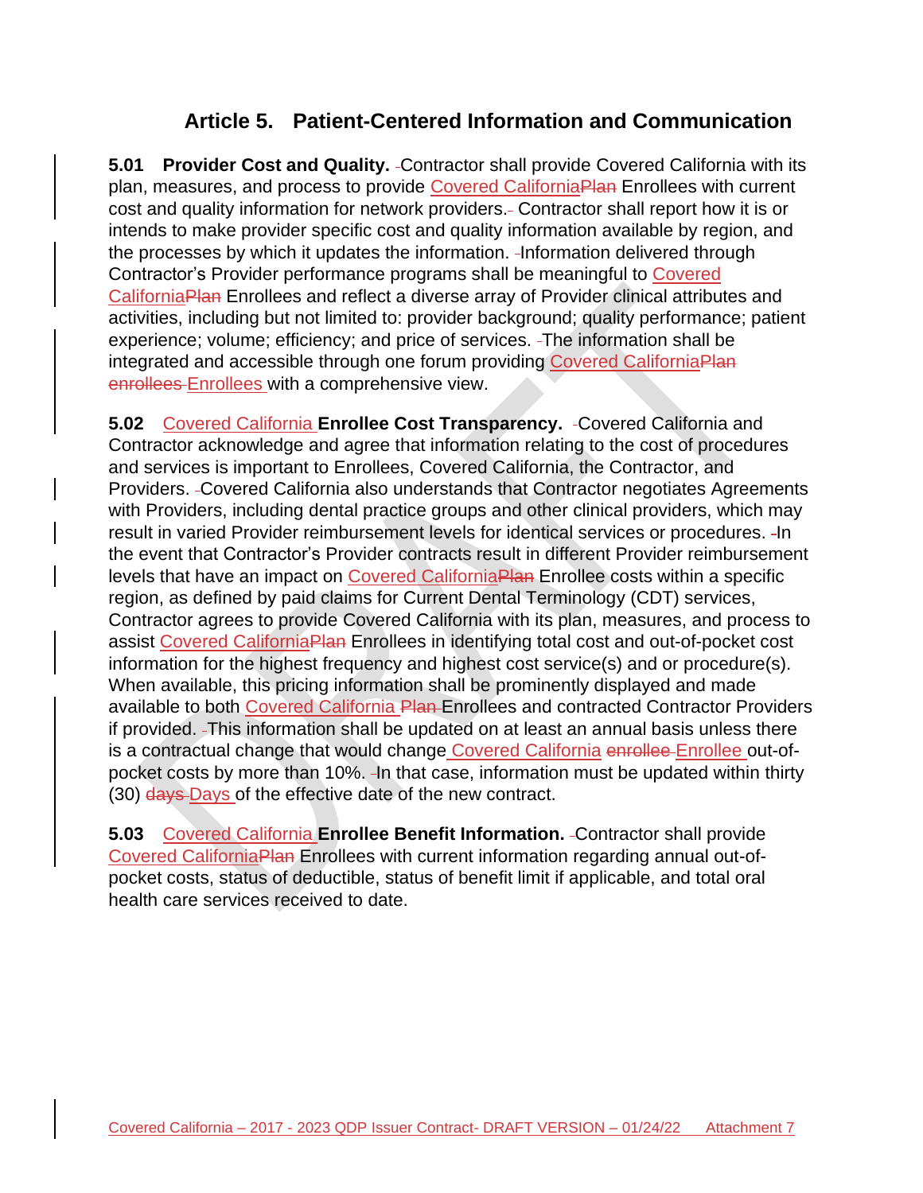# Article 5. Patient-Centered Information and Communication

**5.01 Provider Cost and Quality.** Contractor shall provide Covered California with its plan, measures, and process to provide Covered California~~Plan~~ Enrollees with current cost and quality information for network providers. Contractor shall report how it is or intends to make provider specific cost and quality information available by region, and the processes by which it updates the information. Information delivered through Contractor's Provider performance programs shall be meaningful to Covered California~~Plan~~ Enrollees and reflect a diverse array of Provider clinical attributes and activities, including but not limited to: provider background; quality performance; patient experience; volume; efficiency; and price of services. The information shall be integrated and accessible through one forum providing Covered California~~Plan enrollees~~ Enrollees with a comprehensive view.

**5.02 Covered California Enrollee Cost Transparency.** Covered California and Contractor acknowledge and agree that information relating to the cost of procedures and services is important to Enrollees, Covered California, the Contractor, and Providers. Covered California also understands that Contractor negotiates Agreements with Providers, including dental practice groups and other clinical providers, which may result in varied Provider reimbursement levels for identical services or procedures. In the event that Contractor's Provider contracts result in different Provider reimbursement levels that have an impact on Covered California~~Plan~~ Enrollee costs within a specific region, as defined by paid claims for Current Dental Terminology (CDT) services, Contractor agrees to provide Covered California with its plan, measures, and process to assist Covered California~~Plan~~ Enrollees in identifying total cost and out-of-pocket cost information for the highest frequency and highest cost service(s) and or procedure(s). When available, this pricing information shall be prominently displayed and made available to both Covered California ~~Plan~~ Enrollees and contracted Contractor Providers if provided. This information shall be updated on at least an annual basis unless there is a contractual change that would change Covered California ~~enrollee~~ Enrollee out-of-pocket costs by more than 10%. In that case, information must be updated within thirty (30) ~~days~~ Days of the effective date of the new contract.

**5.03 Covered California Enrollee Benefit Information.** Contractor shall provide Covered California~~Plan~~ Enrollees with current information regarding annual out-of-pocket costs, status of deductible, status of benefit limit if applicable, and total oral health care services received to date.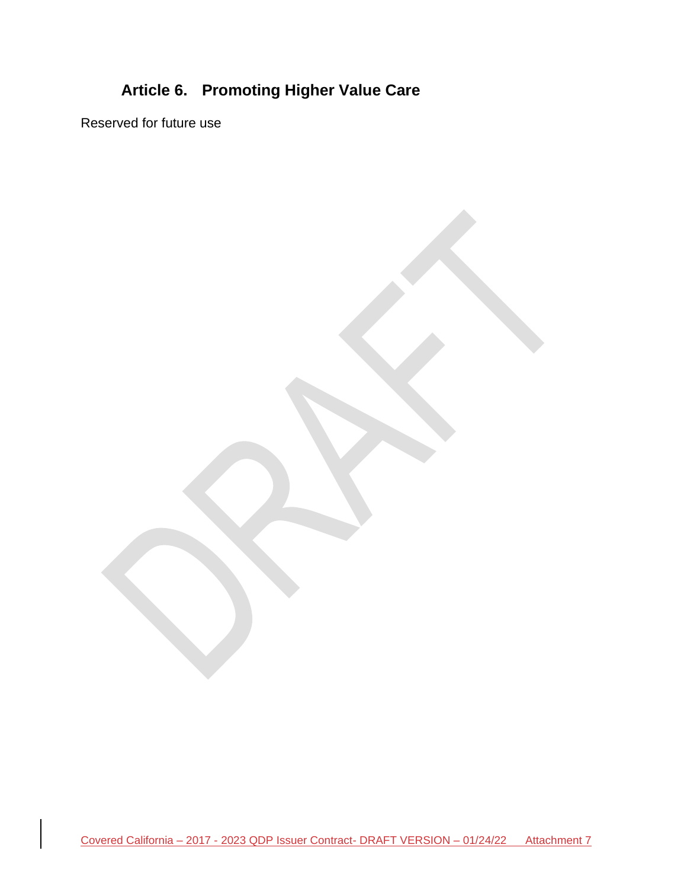## Article 6. Promoting Higher Value Care

Reserved for future use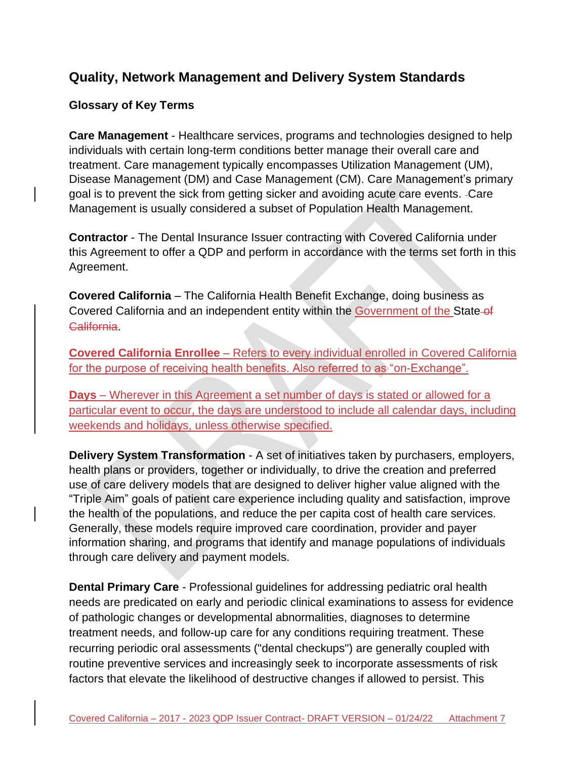## Quality, Network Management and Delivery System Standards

### Glossary of Key Terms

**Care Management** - Healthcare services, programs and technologies designed to help individuals with certain long-term conditions better manage their overall care and treatment. Care management typically encompasses Utilization Management (UM), Disease Management (DM) and Case Management (CM). Care Management's primary goal is to prevent the sick from getting sicker and avoiding acute care events. Care Management is usually considered a subset of Population Health Management.

**Contractor** - The Dental Insurance Issuer contracting with Covered California under this Agreement to offer a QDP and perform in accordance with the terms set forth in this Agreement.

**Covered California** – The California Health Benefit Exchange, doing business as Covered California and an independent entity within the Government of the State ~~of California~~.

**Covered California Enrollee** – Refers to every individual enrolled in Covered California for the purpose of receiving health benefits. Also referred to as "on-Exchange".

**Days** – Wherever in this Agreement a set number of days is stated or allowed for a particular event to occur, the days are understood to include all calendar days, including weekends and holidays, unless otherwise specified.

**Delivery System Transformation** - A set of initiatives taken by purchasers, employers, health plans or providers, together or individually, to drive the creation and preferred use of care delivery models that are designed to deliver higher value aligned with the "Triple Aim" goals of patient care experience including quality and satisfaction, improve the health of the populations, and reduce the per capita cost of health care services. Generally, these models require improved care coordination, provider and payer information sharing, and programs that identify and manage populations of individuals through care delivery and payment models.

**Dental Primary Care** - Professional guidelines for addressing pediatric oral health needs are predicated on early and periodic clinical examinations to assess for evidence of pathologic changes or developmental abnormalities, diagnoses to determine treatment needs, and follow-up care for any conditions requiring treatment. These recurring periodic oral assessments ("dental checkups") are generally coupled with routine preventive services and increasingly seek to incorporate assessments of risk factors that elevate the likelihood of destructive changes if allowed to persist. This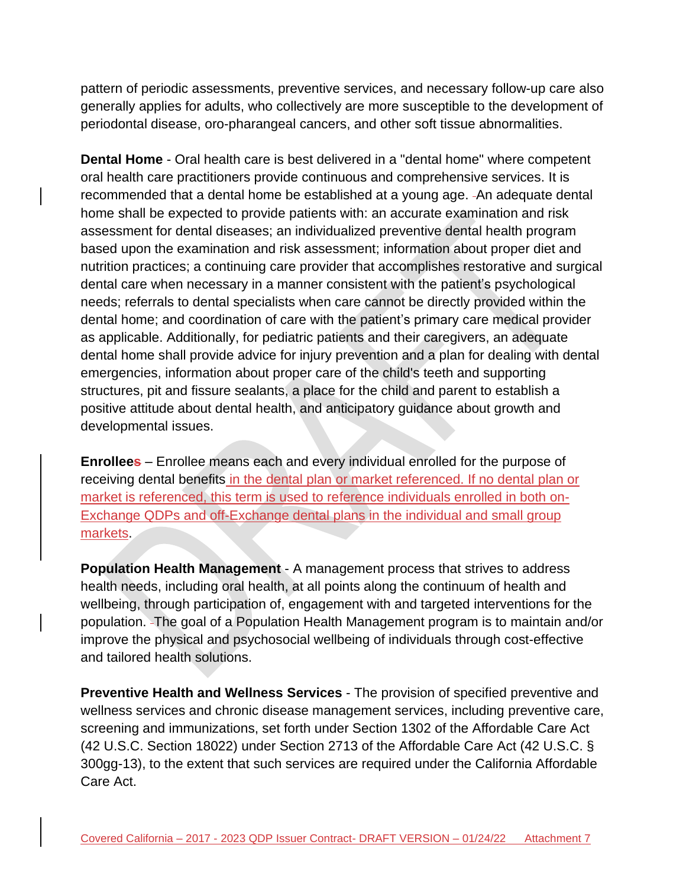pattern of periodic assessments, preventive services, and necessary follow-up care also generally applies for adults, who collectively are more susceptible to the development of periodontal disease, oro-pharangeal cancers, and other soft tissue abnormalities.

**Dental Home** - Oral health care is best delivered in a "dental home" where competent oral health care practitioners provide continuous and comprehensive services. It is recommended that a dental home be established at a young age. An adequate dental home shall be expected to provide patients with: an accurate examination and risk assessment for dental diseases; an individualized preventive dental health program based upon the examination and risk assessment; information about proper diet and nutrition practices; a continuing care provider that accomplishes restorative and surgical dental care when necessary in a manner consistent with the patient's psychological needs; referrals to dental specialists when care cannot be directly provided within the dental home; and coordination of care with the patient's primary care medical provider as applicable. Additionally, for pediatric patients and their caregivers, an adequate dental home shall provide advice for injury prevention and a plan for dealing with dental emergencies, information about proper care of the child's teeth and supporting structures, pit and fissure sealants, a place for the child and parent to establish a positive attitude about dental health, and anticipatory guidance about growth and developmental issues.

**Enrollees** – Enrollee means each and every individual enrolled for the purpose of receiving dental benefits in the dental plan or market referenced. If no dental plan or market is referenced, this term is used to reference individuals enrolled in both on-Exchange QDPs and off-Exchange dental plans in the individual and small group markets.

**Population Health Management** - A management process that strives to address health needs, including oral health, at all points along the continuum of health and wellbeing, through participation of, engagement with and targeted interventions for the population. The goal of a Population Health Management program is to maintain and/or improve the physical and psychosocial wellbeing of individuals through cost-effective and tailored health solutions.

**Preventive Health and Wellness Services** - The provision of specified preventive and wellness services and chronic disease management services, including preventive care, screening and immunizations, set forth under Section 1302 of the Affordable Care Act (42 U.S.C. Section 18022) under Section 2713 of the Affordable Care Act (42 U.S.C. § 300gg-13), to the extent that such services are required under the California Affordable Care Act.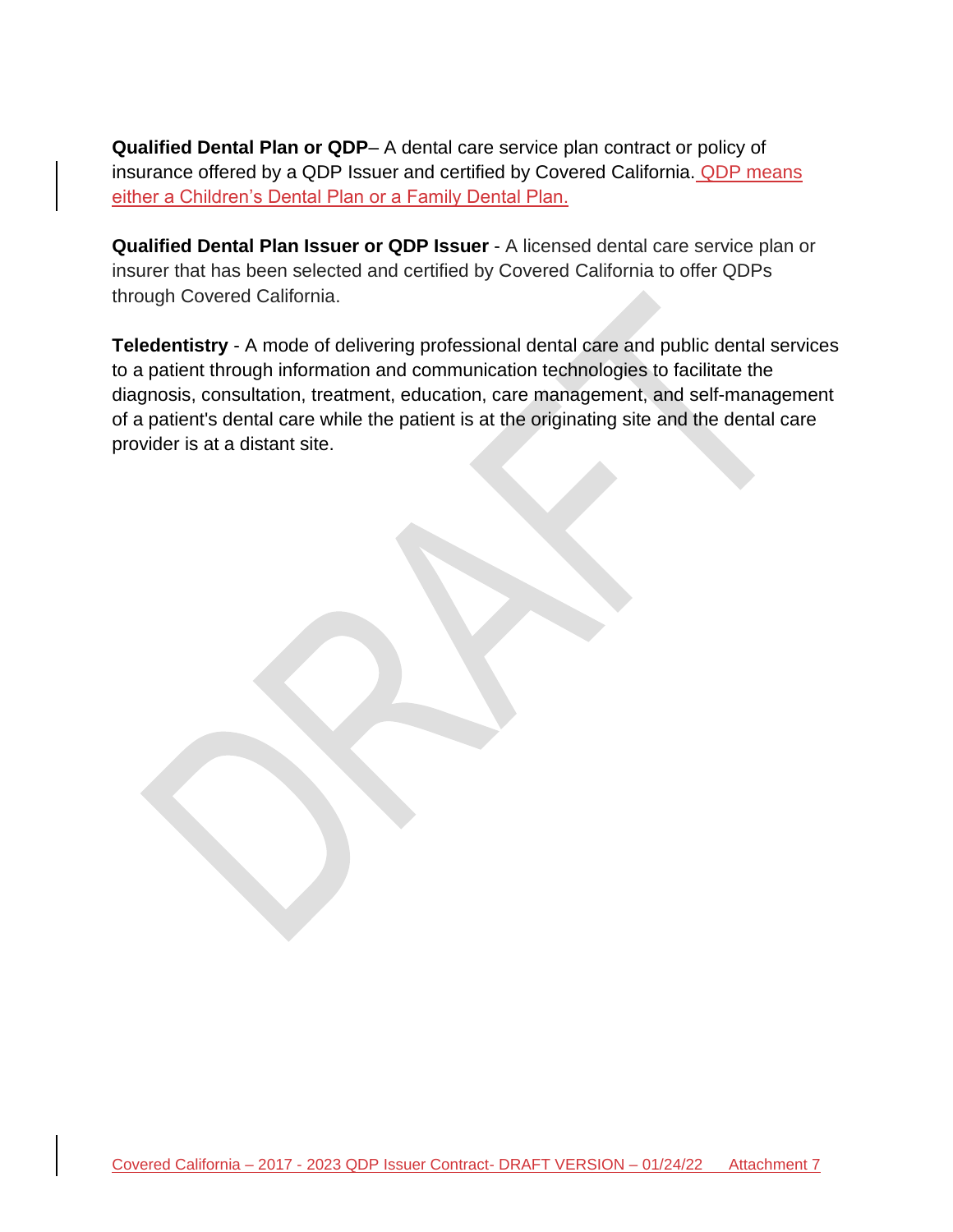**Qualified Dental Plan or QDP**– A dental care service plan contract or policy of insurance offered by a QDP Issuer and certified by Covered California. QDP means either a Children's Dental Plan or a Family Dental Plan.

**Qualified Dental Plan Issuer or QDP Issuer** - A licensed dental care service plan or insurer that has been selected and certified by Covered California to offer QDPs through Covered California.

**Teledentistry** - A mode of delivering professional dental care and public dental services to a patient through information and communication technologies to facilitate the diagnosis, consultation, treatment, education, care management, and self-management of a patient's dental care while the patient is at the originating site and the dental care provider is at a distant site.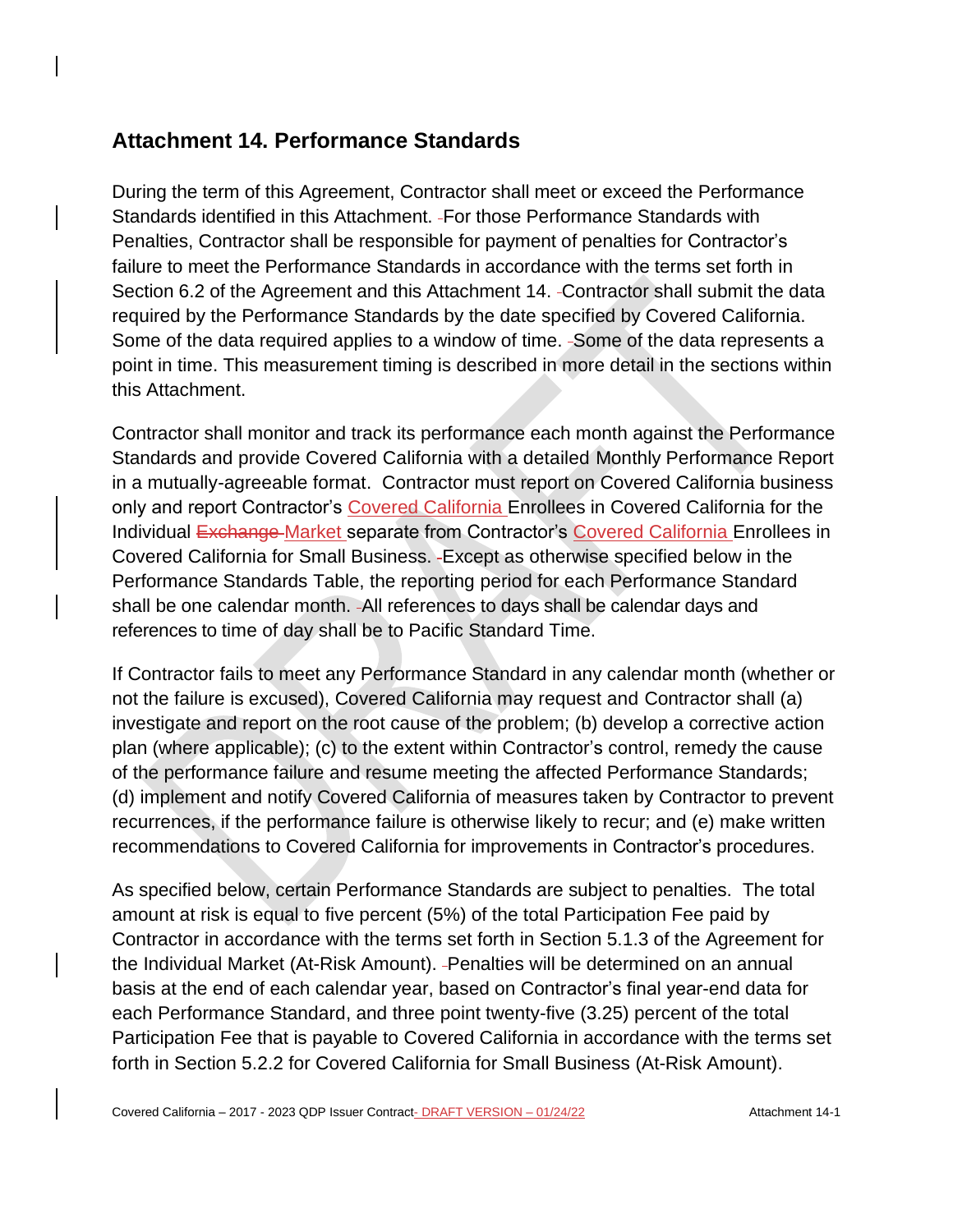## Attachment 14. Performance Standards

During the term of this Agreement, Contractor shall meet or exceed the Performance Standards identified in this Attachment. For those Performance Standards with Penalties, Contractor shall be responsible for payment of penalties for Contractor's failure to meet the Performance Standards in accordance with the terms set forth in Section 6.2 of the Agreement and this Attachment 14. Contractor shall submit the data required by the Performance Standards by the date specified by Covered California. Some of the data required applies to a window of time. Some of the data represents a point in time. This measurement timing is described in more detail in the sections within this Attachment.

Contractor shall monitor and track its performance each month against the Performance Standards and provide Covered California with a detailed Monthly Performance Report in a mutually-agreeable format. Contractor must report on Covered California business only and report Contractor's Covered California Enrollees in Covered California for the Individual ~~Exchange~~ Market separate from Contractor's Covered California Enrollees in Covered California for Small Business. Except as otherwise specified below in the Performance Standards Table, the reporting period for each Performance Standard shall be one calendar month. All references to days shall be calendar days and references to time of day shall be to Pacific Standard Time.

If Contractor fails to meet any Performance Standard in any calendar month (whether or not the failure is excused), Covered California may request and Contractor shall (a) investigate and report on the root cause of the problem; (b) develop a corrective action plan (where applicable); (c) to the extent within Contractor's control, remedy the cause of the performance failure and resume meeting the affected Performance Standards; (d) implement and notify Covered California of measures taken by Contractor to prevent recurrences, if the performance failure is otherwise likely to recur; and (e) make written recommendations to Covered California for improvements in Contractor's procedures.

As specified below, certain Performance Standards are subject to penalties. The total amount at risk is equal to five percent (5%) of the total Participation Fee paid by Contractor in accordance with the terms set forth in Section 5.1.3 of the Agreement for the Individual Market (At-Risk Amount). Penalties will be determined on an annual basis at the end of each calendar year, based on Contractor's final year-end data for each Performance Standard, and three point twenty-five (3.25) percent of the total Participation Fee that is payable to Covered California in accordance with the terms set forth in Section 5.2.2 for Covered California for Small Business (At-Risk Amount).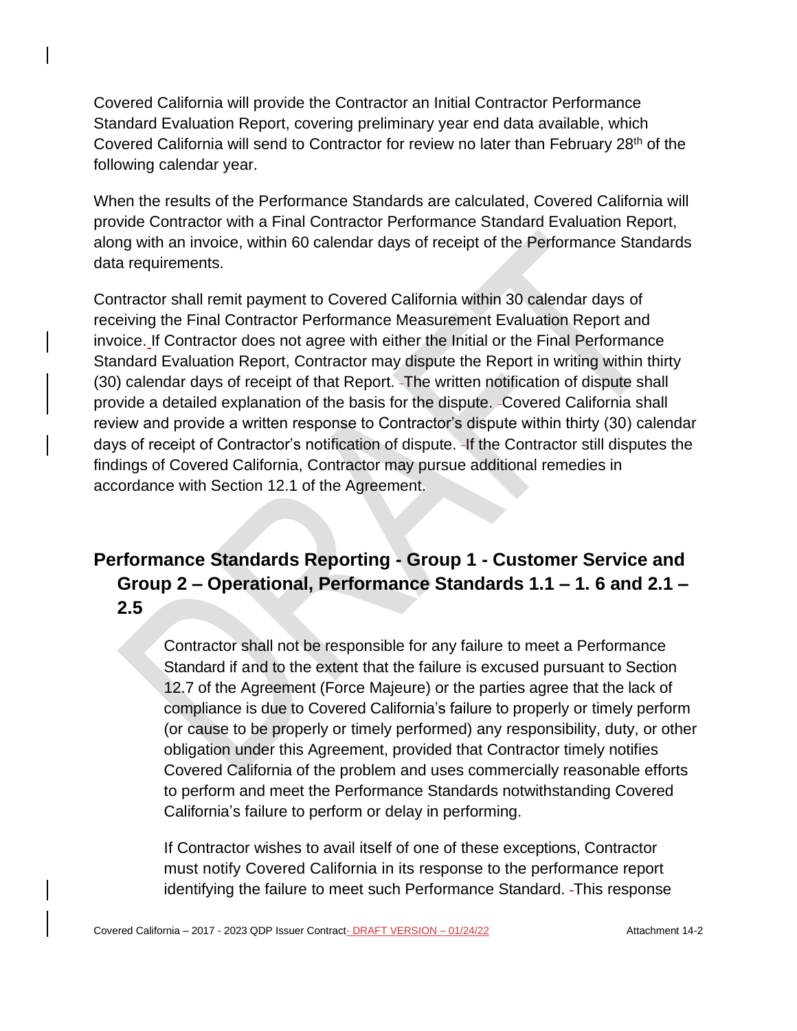Covered California will provide the Contractor an Initial Contractor Performance Standard Evaluation Report, covering preliminary year end data available, which Covered California will send to Contractor for review no later than February 28th of the following calendar year.

When the results of the Performance Standards are calculated, Covered California will provide Contractor with a Final Contractor Performance Standard Evaluation Report, along with an invoice, within 60 calendar days of receipt of the Performance Standards data requirements.

Contractor shall remit payment to Covered California within 30 calendar days of receiving the Final Contractor Performance Measurement Evaluation Report and invoice. If Contractor does not agree with either the Initial or the Final Performance Standard Evaluation Report, Contractor may dispute the Report in writing within thirty (30) calendar days of receipt of that Report. The written notification of dispute shall provide a detailed explanation of the basis for the dispute. Covered California shall review and provide a written response to Contractor's dispute within thirty (30) calendar days of receipt of Contractor's notification of dispute. If the Contractor still disputes the findings of Covered California, Contractor may pursue additional remedies in accordance with Section 12.1 of the Agreement.

## Performance Standards Reporting - Group 1 - Customer Service and Group 2 – Operational, Performance Standards 1.1 – 1. 6 and 2.1 – 2.5

Contractor shall not be responsible for any failure to meet a Performance Standard if and to the extent that the failure is excused pursuant to Section 12.7 of the Agreement (Force Majeure) or the parties agree that the lack of compliance is due to Covered California's failure to properly or timely perform (or cause to be properly or timely performed) any responsibility, duty, or other obligation under this Agreement, provided that Contractor timely notifies Covered California of the problem and uses commercially reasonable efforts to perform and meet the Performance Standards notwithstanding Covered California's failure to perform or delay in performing.

If Contractor wishes to avail itself of one of these exceptions, Contractor must notify Covered California in its response to the performance report identifying the failure to meet such Performance Standard. This response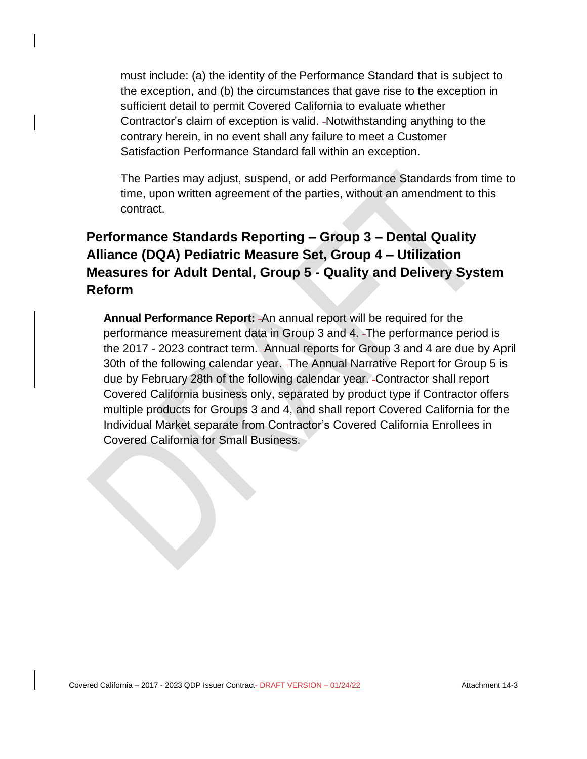must include: (a) the identity of the Performance Standard that is subject to the exception, and (b) the circumstances that gave rise to the exception in sufficient detail to permit Covered California to evaluate whether Contractor's claim of exception is valid. Notwithstanding anything to the contrary herein, in no event shall any failure to meet a Customer Satisfaction Performance Standard fall within an exception.

The Parties may adjust, suspend, or add Performance Standards from time to time, upon written agreement of the parties, without an amendment to this contract.

## Performance Standards Reporting – Group 3 – Dental Quality Alliance (DQA) Pediatric Measure Set, Group 4 – Utilization Measures for Adult Dental, Group 5 - Quality and Delivery System Reform

**Annual Performance Report:** An annual report will be required for the performance measurement data in Group 3 and 4. The performance period is the 2017 - 2023 contract term. Annual reports for Group 3 and 4 are due by April 30th of the following calendar year. The Annual Narrative Report for Group 5 is due by February 28th of the following calendar year. Contractor shall report Covered California business only, separated by product type if Contractor offers multiple products for Groups 3 and 4, and shall report Covered California for the Individual Market separate from Contractor's Covered California Enrollees in Covered California for Small Business.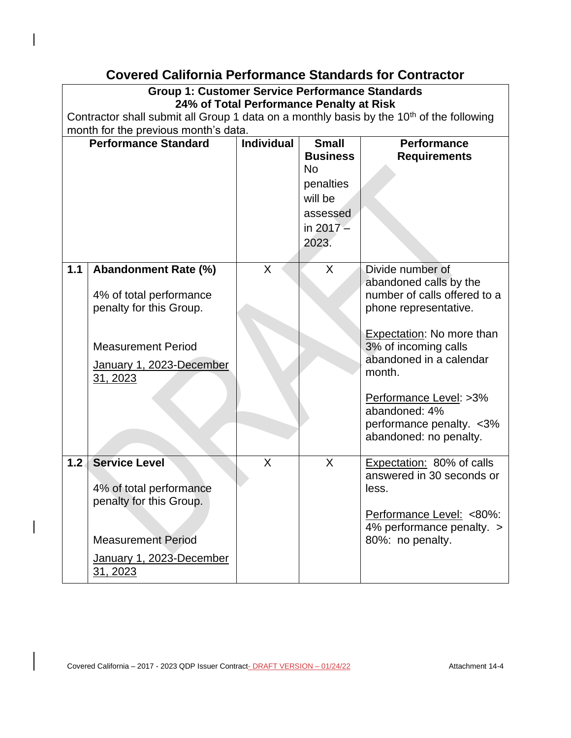# Covered California Performance Standards for Contractor

**Group 1: Customer Service Performance Standards**
**24% of Total Performance Penalty at Risk**

Contractor shall submit all Group 1 data on a monthly basis by the 10th of the following month for the previous month's data.

| | **Performance Standard** | **Individual** | **Small Business** No penalties will be assessed in 2017 – 2023. | **Performance Requirements** |
|---|---|---|---|---|
| **1.1** | **Abandonment Rate (%)**<br><br>4% of total performance penalty for this Group.<br><br>Measurement Period<br><br>January 1, 2023-December 31, 2023 | X | X | Divide number of abandoned calls by the number of calls offered to a phone representative.<br><br>Expectation: No more than 3% of incoming calls abandoned in a calendar month.<br><br>Performance Level: >3% abandoned: 4% performance penalty. <3% abandoned: no penalty. |
| **1.2** | **Service Level**<br><br>4% of total performance penalty for this Group.<br><br>Measurement Period<br><br>January 1, 2023-December 31, 2023 | X | X | Expectation: 80% of calls answered in 30 seconds or less.<br><br>Performance Level: <80%: 4% performance penalty. > 80%: no penalty. |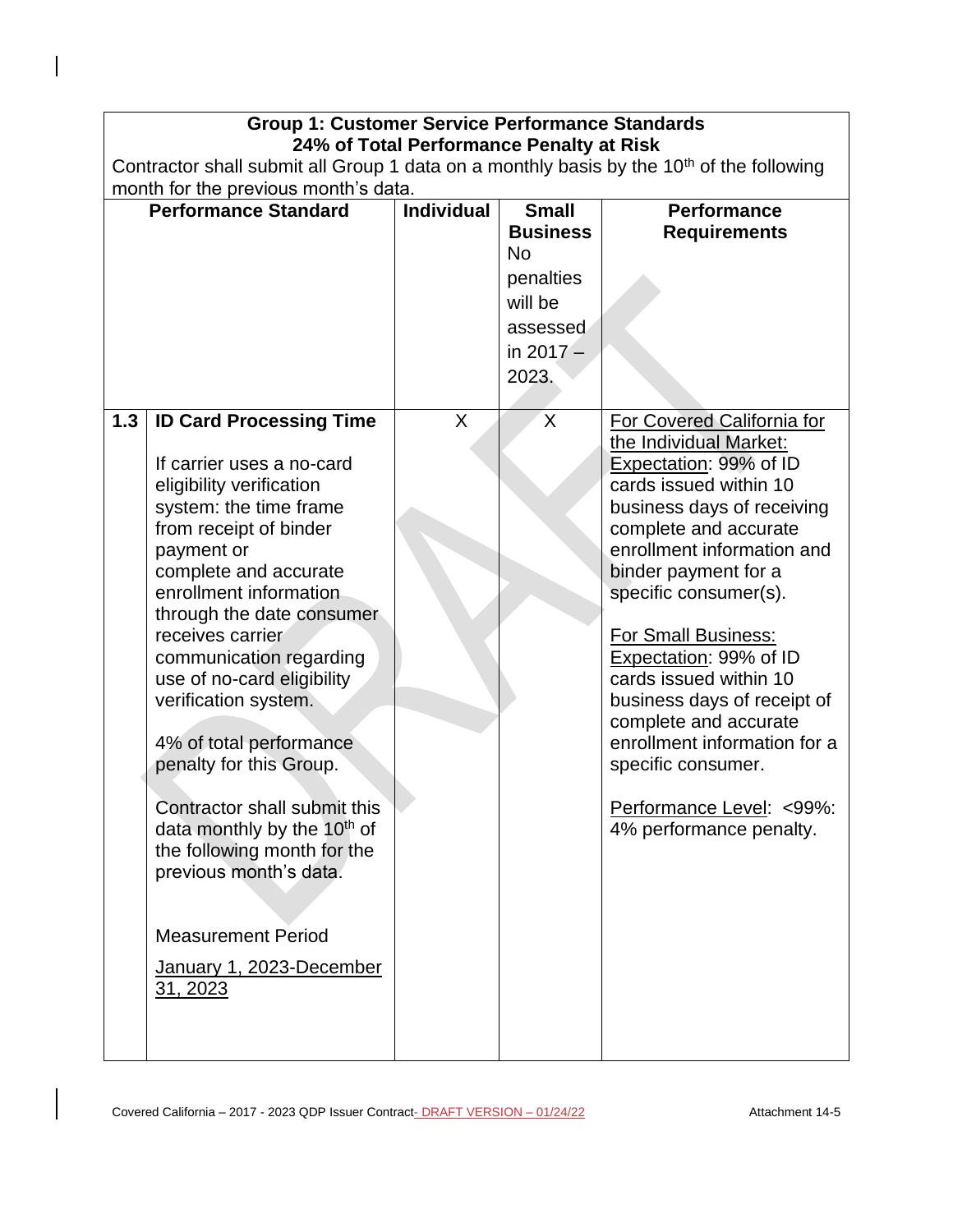| | Group 1: Customer Service Performance Standards<br>24% of Total Performance Penalty at Risk<br>Contractor shall submit all Group 1 data on a monthly basis by the 10th of the following month for the previous month's data. | | | |
|---|---|---|---|---|
| | **Performance Standard** | **Individual** | **Small Business** No penalties will be assessed in 2017 – 2023. | **Performance Requirements** |
| **1.3** | **ID Card Processing Time**<br><br>If carrier uses a no-card eligibility verification system: the time frame from receipt of binder payment or complete and accurate enrollment information through the date consumer receives carrier communication regarding use of no-card eligibility verification system.<br><br>4% of total performance penalty for this Group.<br><br>Contractor shall submit this data monthly by the 10th of the following month for the previous month's data.<br><br>Measurement Period<br><br>January 1, 2023-December 31, 2023 | X | X | For Covered California for the Individual Market:<br>Expectation: 99% of ID cards issued within 10 business days of receiving complete and accurate enrollment information and binder payment for a specific consumer(s).<br><br>For Small Business:<br>Expectation: 99% of ID cards issued within 10 business days of receipt of complete and accurate enrollment information for a specific consumer.<br><br>Performance Level: <99%: 4% performance penalty. |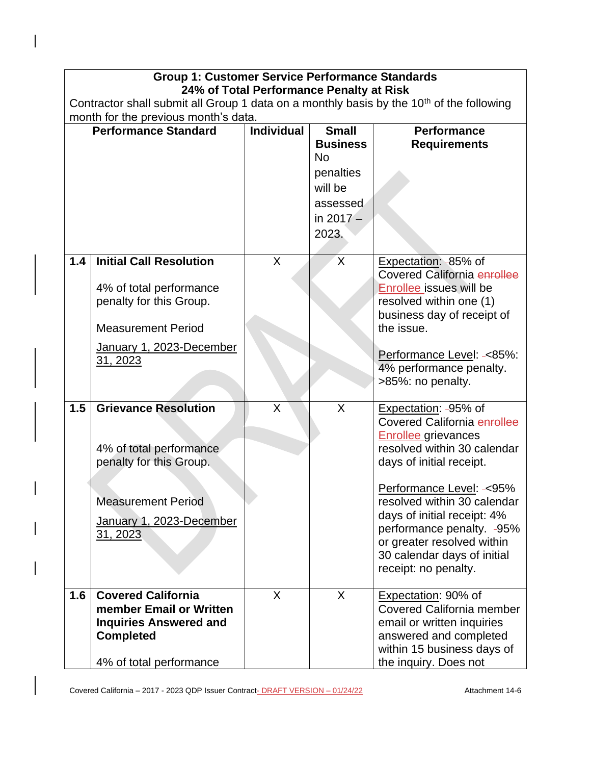| Group 1: Customer Service Performance Standards<br>24% of Total Performance Penalty at Risk<br>Contractor shall submit all Group 1 data on a monthly basis by the 10th of the following month for the previous month's data. | | | | |
|---|---|---|---|---|
| **Performance Standard** | | **Individual** | **Small Business** No penalties will be assessed in 2017 – 2023. | **Performance Requirements** |
| **1.4** | **Initial Call Resolution**<br><br>4% of total performance penalty for this Group.<br><br>Measurement Period<br><br>January 1, 2023-December 31, 2023 | X | X | Expectation: 85% of Covered California enrollee Enrollee issues will be resolved within one (1) business day of receipt of the issue.<br><br>Performance Level: <85%: 4% performance penalty. >85%: no penalty. |
| **1.5** | **Grievance Resolution**<br><br>4% of total performance penalty for this Group.<br><br>Measurement Period<br><br>January 1, 2023-December 31, 2023 | X | X | Expectation: 95% of Covered California enrollee Enrollee grievances resolved within 30 calendar days of initial receipt.<br><br>Performance Level: <95% resolved within 30 calendar days of initial receipt: 4% performance penalty. 95% or greater resolved within 30 calendar days of initial receipt: no penalty. |
| **1.6** | **Covered California member Email or Written Inquiries Answered and Completed**<br><br>4% of total performance | X | X | Expectation: 90% of Covered California member email or written inquiries answered and completed within 15 business days of the inquiry. Does not |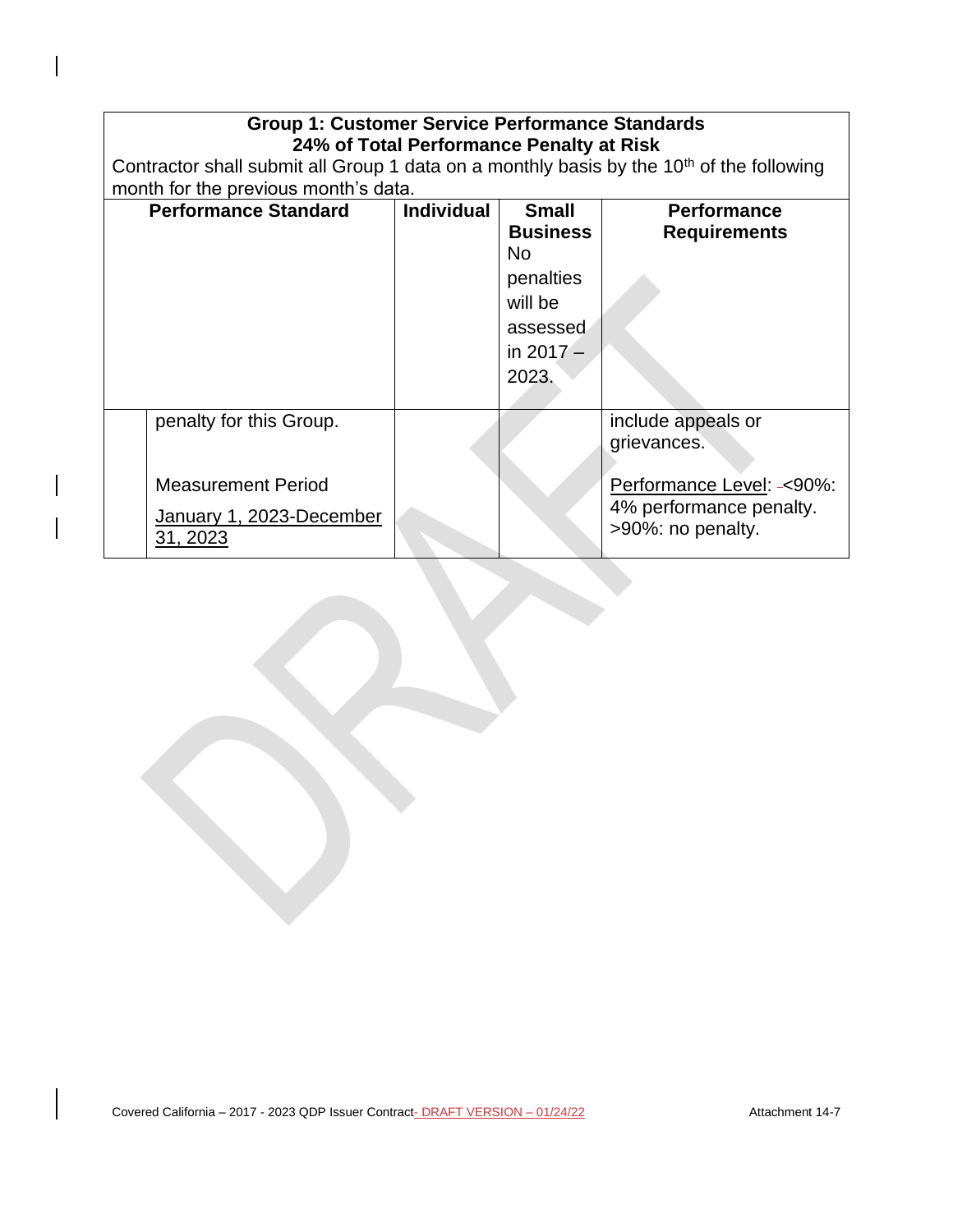| Group 1: Customer Service Performance Standards<br>24% of Total Performance Penalty at Risk<br>Contractor shall submit all Group 1 data on a monthly basis by the 10th of the following month for the previous month's data. | | | | |
|---|---|---|---|---|
| **Performance Standard** | | **Individual** | **Small Business** No penalties will be assessed in 2017 – 2023. | **Performance Requirements** |
| | penalty for this Group.<br><br>Measurement Period<br>January 1, 2023-December 31, 2023 | | | include appeals or grievances.<br><br>Performance Level: <90%: 4% performance penalty. >90%: no penalty. |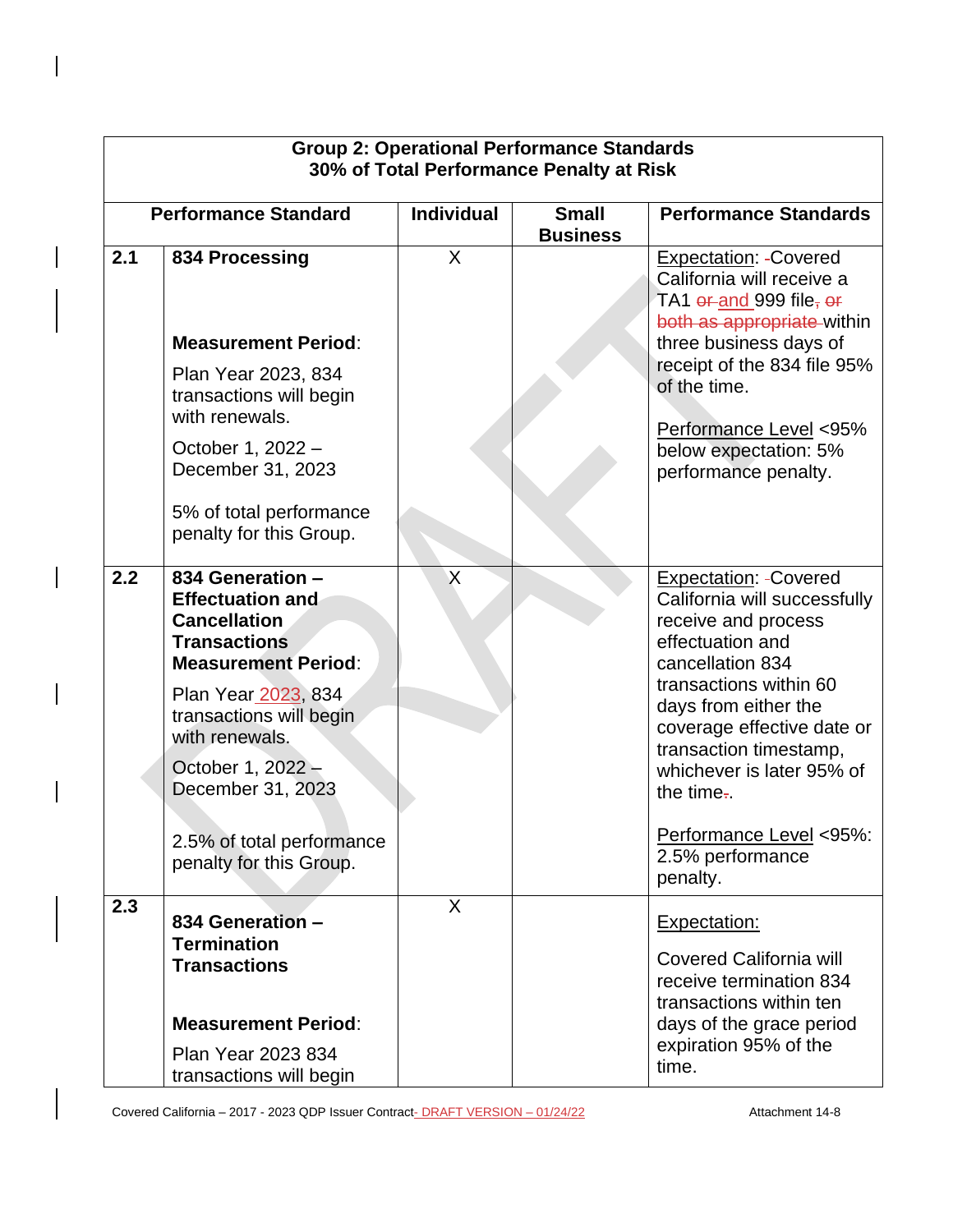| Group 2: Operational Performance Standards 30% of Total Performance Penalty at Risk | | | | |
|---|---|---|---|---|
| **Performance Standard** | | **Individual** | **Small Business** | **Performance Standards** |
| **2.1** | **834 Processing**<br><br>**Measurement Period**:<br><br>Plan Year 2023, 834 transactions will begin with renewals.<br><br>October 1, 2022 – December 31, 2023<br><br>5% of total performance penalty for this Group. | X | | Expectation: Covered California will receive a TA1 ~~or~~ and 999 file~~, or both as appropriate~~ within three business days of receipt of the 834 file 95% of the time.<br><br>Performance Level <95% below expectation: 5% performance penalty. |
| **2.2** | **834 Generation – Effectuation and Cancellation Transactions**<br>**Measurement Period**:<br><br>Plan Year 2023, 834 transactions will begin with renewals.<br><br>October 1, 2022 – December 31, 2023<br><br>2.5% of total performance penalty for this Group. | X | | Expectation: Covered California will successfully receive and process effectuation and cancellation 834 transactions within 60 days from either the coverage effective date or transaction timestamp, whichever is later 95% of the time.<br><br>Performance Level <95%: 2.5% performance penalty. |
| **2.3** | **834 Generation – Termination Transactions**<br><br>**Measurement Period**:<br><br>Plan Year 2023 834 transactions will begin | X | | Expectation:<br><br>Covered California will receive termination 834 transactions within ten days of the grace period expiration 95% of the time. |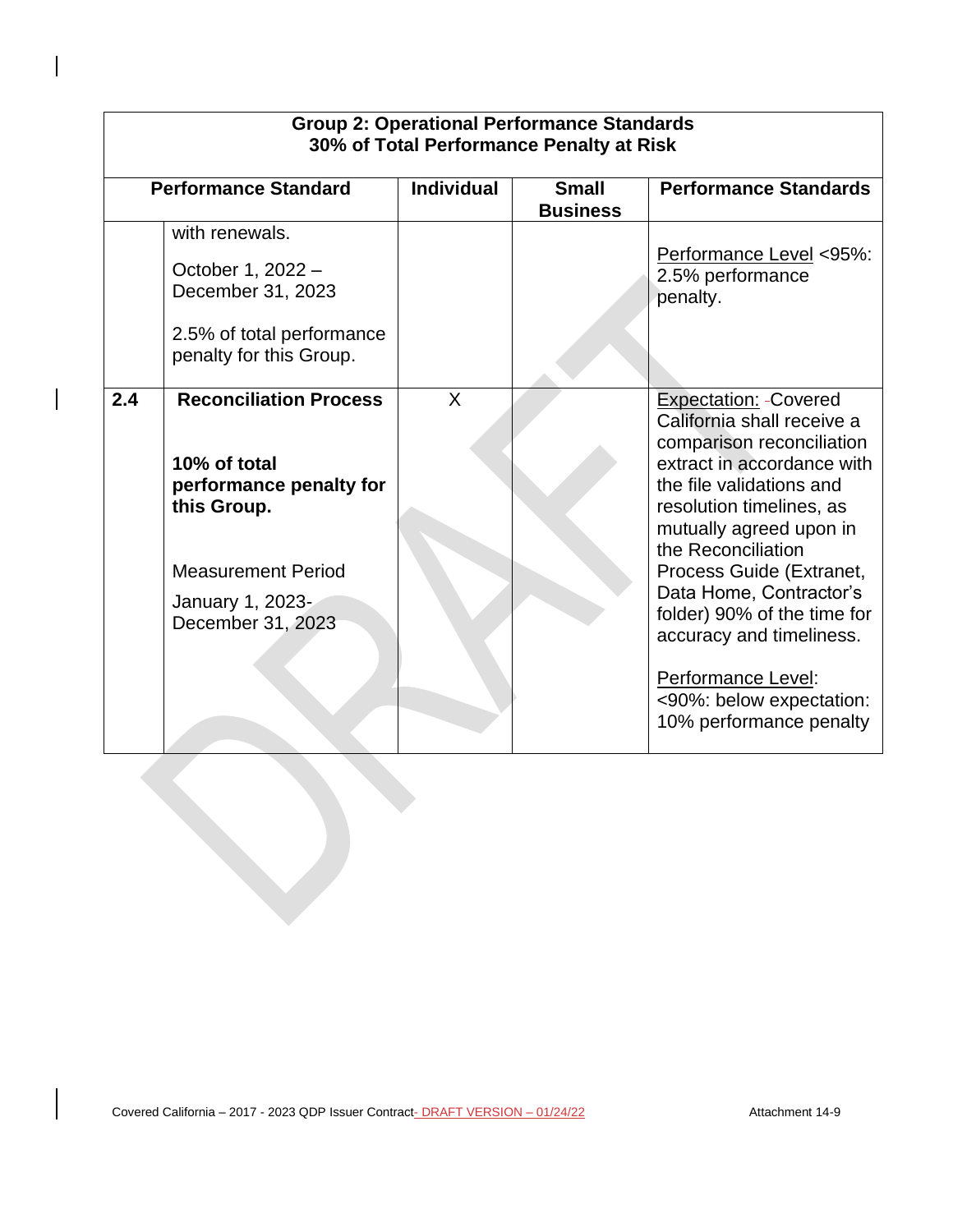| Group 2: Operational Performance Standards 30% of Total Performance Penalty at Risk | | | | |
|---|---|---|---|---|
| Performance Standard | | Individual | Small Business | Performance Standards |
| | with renewals.<br><br>October 1, 2022 – December 31, 2023<br><br>2.5% of total performance penalty for this Group. | | | Performance Level <95%: 2.5% performance penalty. |
| **2.4** | **Reconciliation Process**<br><br>**10% of total performance penalty for this Group.**<br><br>Measurement Period<br><br>January 1, 2023- December 31, 2023 | X | | Expectation: -Covered California shall receive a comparison reconciliation extract in accordance with the file validations and resolution timelines, as mutually agreed upon in the Reconciliation Process Guide (Extranet, Data Home, Contractor's folder) 90% of the time for accuracy and timeliness.<br><br>Performance Level: <90%: below expectation: 10% performance penalty |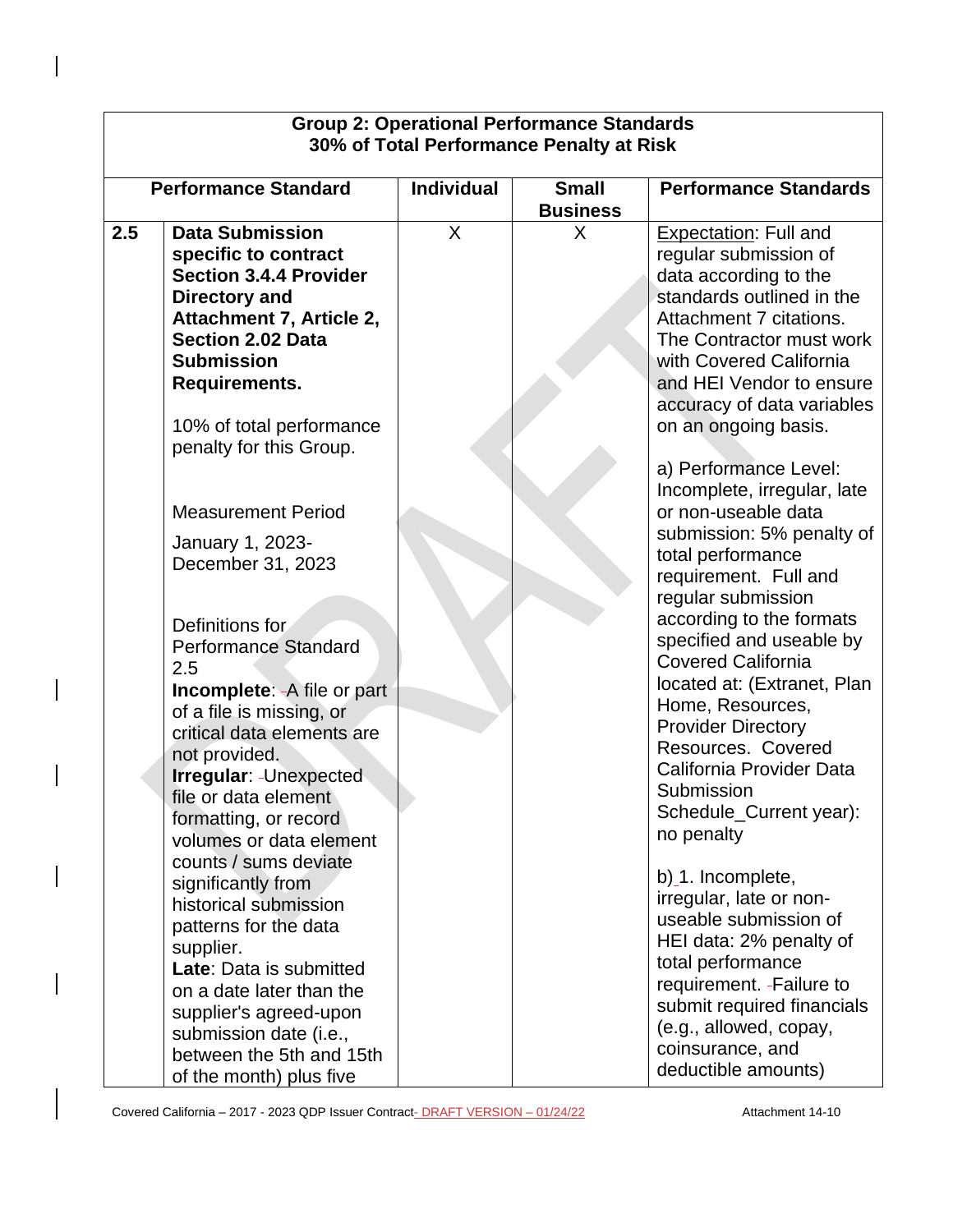| Group 2: Operational Performance Standards<br>30% of Total Performance Penalty at Risk | | | | |
|---|---|---|---|---|
| **Performance Standard** | | **Individual** | **Small Business** | **Performance Standards** |
| **2.5** | **Data Submission specific to contract Section 3.4.4 Provider Directory and Attachment 7, Article 2, Section 2.02 Data Submission Requirements.**<br><br>10% of total performance penalty for this Group.<br><br>Measurement Period<br>January 1, 2023-December 31, 2023<br><br>Definitions for Performance Standard 2.5<br>**Incomplete**: A file or part of a file is missing, or critical data elements are not provided.<br>**Irregular**: Unexpected file or data element formatting, or record volumes or data element counts / sums deviate significantly from historical submission patterns for the data supplier.<br>**Late**: Data is submitted on a date later than the supplier's agreed-upon submission date (i.e., between the 5th and 15th of the month) plus five | X | X | Expectation: Full and regular submission of data according to the standards outlined in the Attachment 7 citations. The Contractor must work with Covered California and HEI Vendor to ensure accuracy of data variables on an ongoing basis.<br><br>a) Performance Level: Incomplete, irregular, late or non-useable data submission: 5% penalty of total performance requirement. Full and regular submission according to the formats specified and useable by Covered California located at: (Extranet, Plan Home, Resources, Provider Directory Resources. Covered California Provider Data Submission Schedule_Current year): no penalty<br><br>b) 1. Incomplete, irregular, late or non-useable submission of HEI data: 2% penalty of total performance requirement. Failure to submit required financials (e.g., allowed, copay, coinsurance, and deductible amounts) |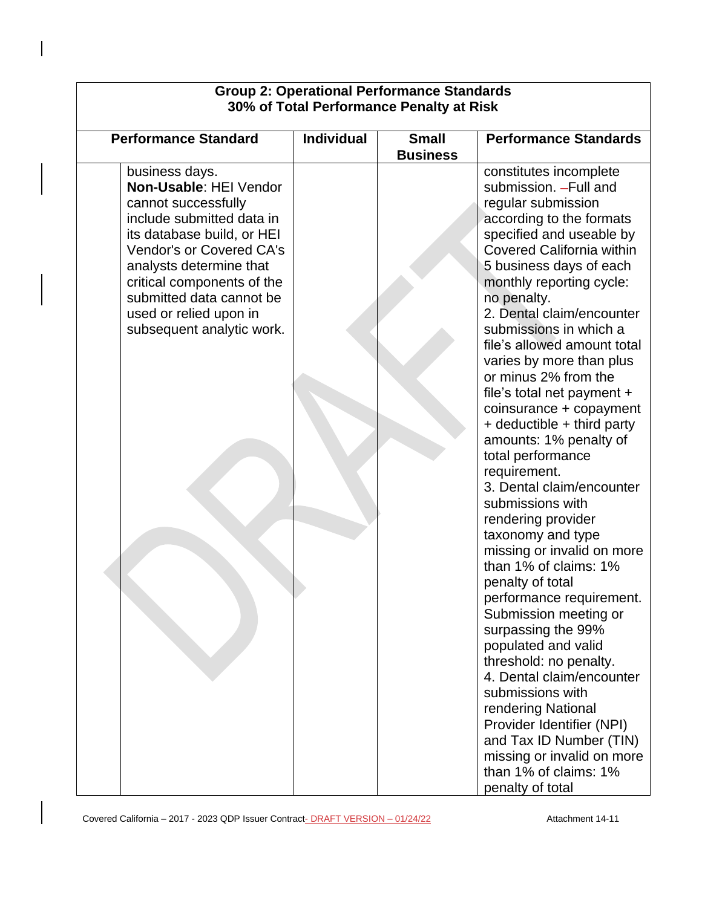| Group 2: Operational Performance Standards 30% of Total Performance Penalty at Risk | | | | |
|---|---|---|---|---|
| Performance Standard | | Individual | Small Business | Performance Standards |
| | business days. **Non-Usable**: HEI Vendor cannot successfully include submitted data in its database build, or HEI Vendor's or Covered CA's analysts determine that critical components of the submitted data cannot be used or relied upon in subsequent analytic work. | | | constitutes incomplete submission. Full and regular submission according to the formats specified and useable by Covered California within 5 business days of each monthly reporting cycle: no penalty.<br>2. Dental claim/encounter submissions in which a file's allowed amount total varies by more than plus or minus 2% from the file's total net payment + coinsurance + copayment + deductible + third party amounts: 1% penalty of total performance requirement.<br>3. Dental claim/encounter submissions with rendering provider taxonomy and type missing or invalid on more than 1% of claims: 1% penalty of total performance requirement. Submission meeting or surpassing the 99% populated and valid threshold: no penalty.<br>4. Dental claim/encounter submissions with rendering National Provider Identifier (NPI) and Tax ID Number (TIN) missing or invalid on more than 1% of claims: 1% penalty of total |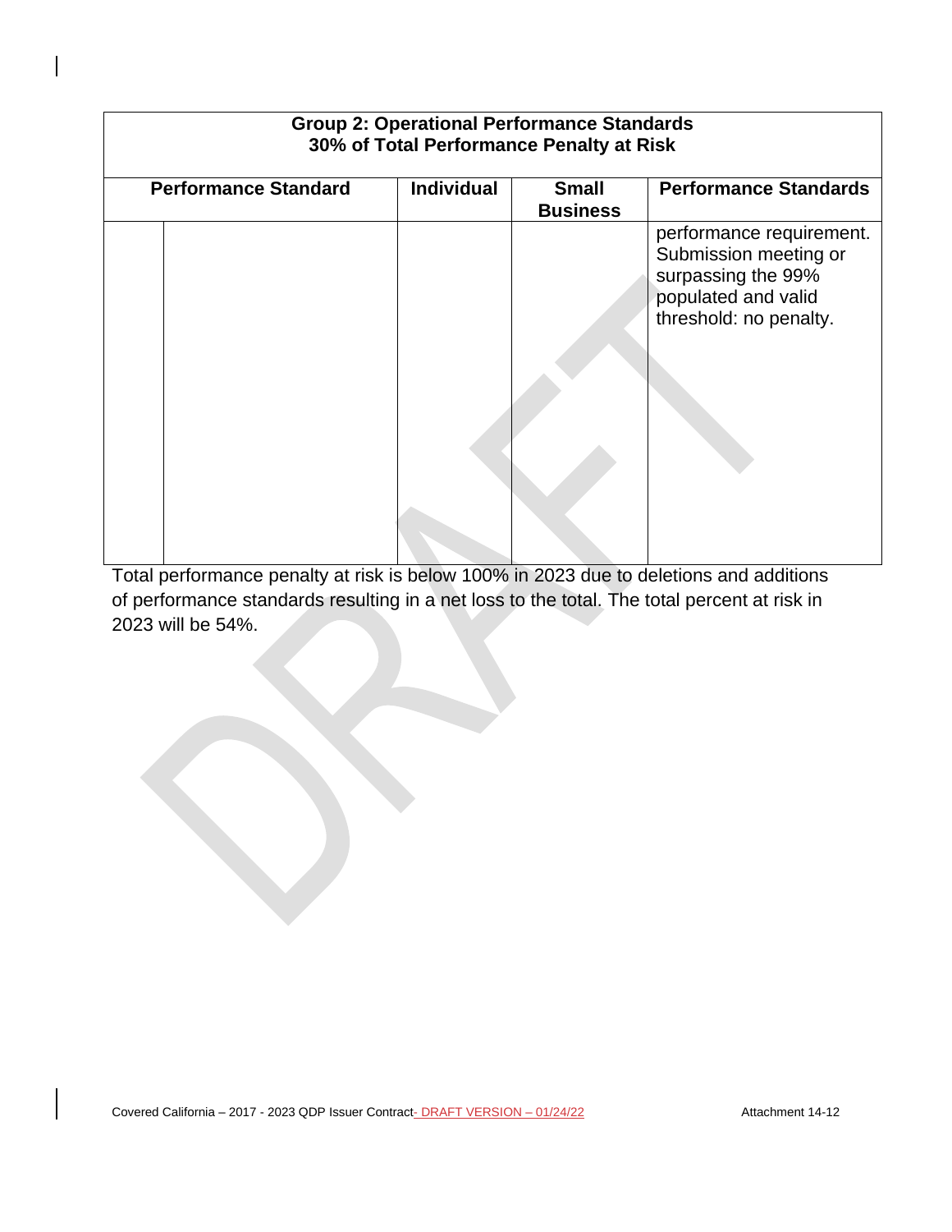| Group 2: Operational Performance Standards<br>30% of Total Performance Penalty at Risk | | | | |
|---|---|---|---|---|
| Performance Standard | | Individual | Small Business | Performance Standards |
| | | | | performance requirement. Submission meeting or surpassing the 99% populated and valid threshold: no penalty. |

Total performance penalty at risk is below 100% in 2023 due to deletions and additions of performance standards resulting in a net loss to the total. The total percent at risk in 2023 will be 54%.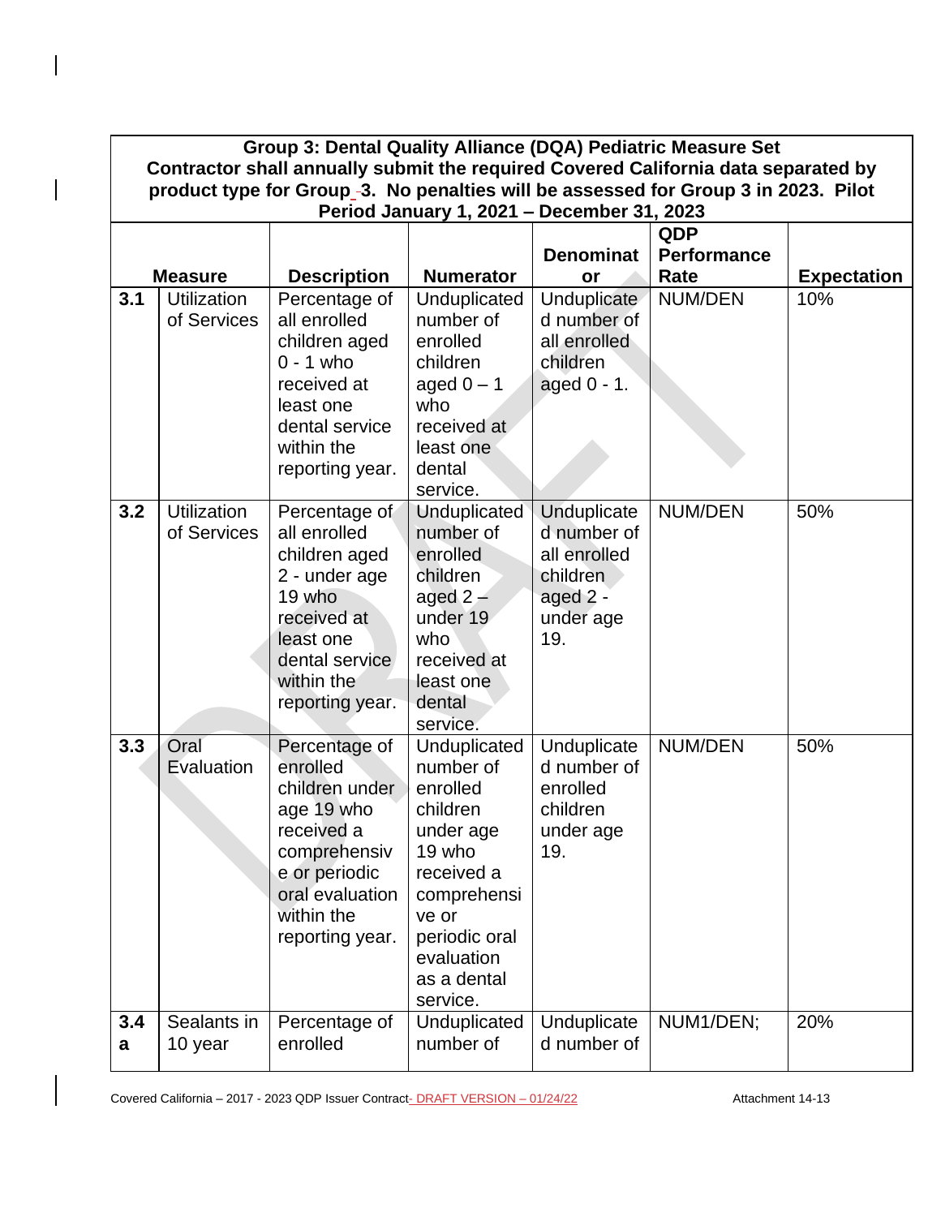| Group 3: Dental Quality Alliance (DQA) Pediatric Measure Set<br>Contractor shall annually submit the required Covered California data separated by product type for Group 3. No penalties will be assessed for Group 3 in 2023. Pilot Period January 1, 2021 – December 31, 2023 | | | | | | |
|---|---|---|---|---|---|---|
| **Measure** | | **Description** | **Numerator** | **Denominator** | **QDP Performance Rate** | **Expectation** |
| 3.1 | Utilization of Services | Percentage of all enrolled children aged 0 - 1 who received at least one dental service within the reporting year. | Unduplicated number of enrolled children aged 0 – 1 who received at least one dental service. | Unduplicated number of all enrolled children aged 0 - 1. | NUM/DEN | 10% |
| 3.2 | Utilization of Services | Percentage of all enrolled children aged 2 - under age 19 who received at least one dental service within the reporting year. | Unduplicated number of enrolled children aged 2 – under 19 who received at least one dental service. | Unduplicated number of all enrolled children aged 2 - under age 19. | NUM/DEN | 50% |
| 3.3 | Oral Evaluation | Percentage of enrolled children under age 19 who received a comprehensive or periodic oral evaluation within the reporting year. | Unduplicated number of enrolled children under age 19 who received a comprehensive or periodic oral evaluation as a dental service. | Unduplicated number of enrolled children under age 19. | NUM/DEN | 50% |
| 3.4a | Sealants in 10 year | Percentage of enrolled | Unduplicated number of | Unduplicated number of | NUM1/DEN; | 20% |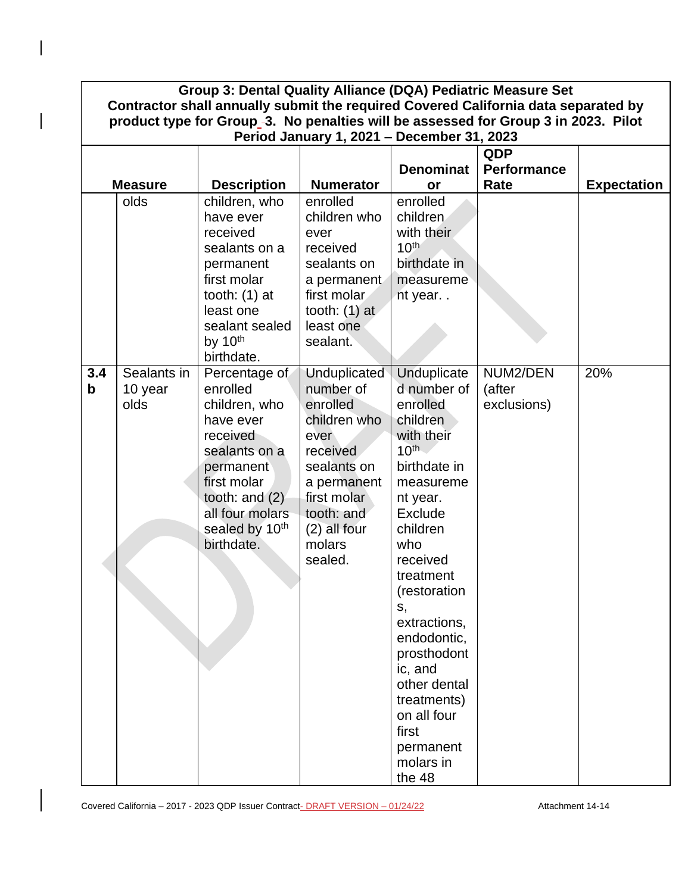| Group 3: Dental Quality Alliance (DQA) Pediatric Measure Set Contractor shall annually submit the required Covered California data separated by product type for Group 3. No penalties will be assessed for Group 3 in 2023. Pilot Period January 1, 2021 – December 31, 2023 | | | | | | |
|---|---|---|---|---|---|---|
| **Measure** | | **Description** | **Numerator** | **Denominator** | **QDP Performance Rate** | **Expectation** |
| | olds | children, who have ever received sealants on a permanent first molar tooth: (1) at least one sealant sealed by 10th birthdate. | enrolled children who ever received sealants on a permanent first molar tooth: (1) at least one sealant. | enrolled children with their 10th birthdate in measurement year. . | | |
| **3.4 b** | Sealants in 10 year olds | Percentage of enrolled children, who have ever received sealants on a permanent first molar tooth: and (2) all four molars sealed by 10th birthdate. | Unduplicated number of enrolled children who ever received sealants on a permanent first molar tooth: and (2) all four molars sealed. | Unduplicated number of enrolled children with their 10th birthdate in measurement year. Exclude children who received treatment (restorations, extractions, endodontic, prosthodontic, and other dental treatments) on all four first permanent molars in the 48 | NUM2/DEN (after exclusions) | 20% |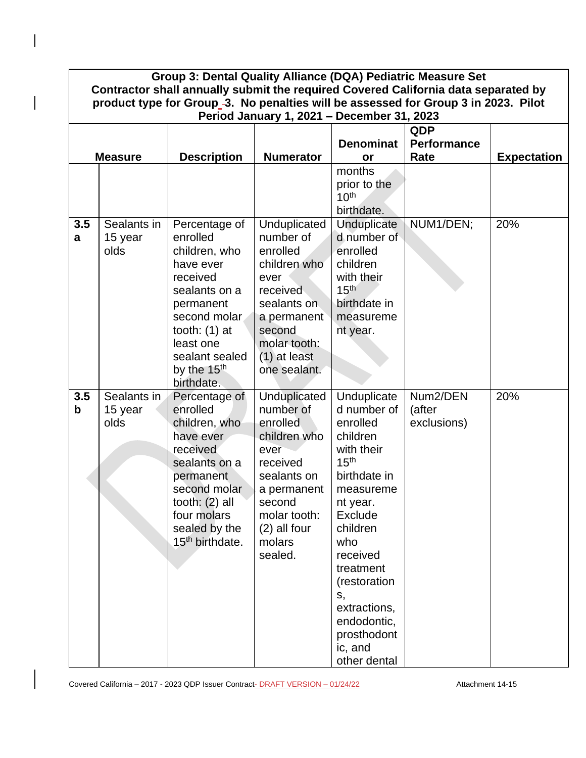| Group 3: Dental Quality Alliance (DQA) Pediatric Measure Set Contractor shall annually submit the required Covered California data separated by product type for Group 3. No penalties will be assessed for Group 3 in 2023. Pilot Period January 1, 2021 – December 31, 2023 | | | | | | |
|---|---|---|---|---|---|---|
| **Measure** | | **Description** | **Numerator** | **Denominator** | **QDP Performance Rate** | **Expectation** |
| | | | | months prior to the 10th birthdate. | | |
| **3.5 a** | Sealants in 15 year olds | Percentage of enrolled children, who have ever received sealants on a permanent second molar tooth: (1) at least one sealant sealed by the 15th birthdate. | Unduplicated number of enrolled children who ever received sealants on a permanent second molar tooth: (1) at least one sealant. | Unduplicated number of enrolled children with their 15th birthdate in measurement year. | NUM1/DEN; | 20% |
| **3.5 b** | Sealants in 15 year olds | Percentage of enrolled children, who have ever received sealants on a permanent second molar tooth: (2) all four molars sealed by the 15th birthdate. | Unduplicated number of enrolled children who ever received sealants on a permanent second molar tooth: (2) all four molars sealed. | Unduplicated number of enrolled children with their 15th birthdate in measurement year. Exclude children who received treatment (restorations, extractions, endodontic, prosthodontic, and other dental | Num2/DEN (after exclusions) | 20% |

Covered California – 2017 - 2023 QDP Issuer Contract- DRAFT VERSION – 01/24/22 Attachment 14-15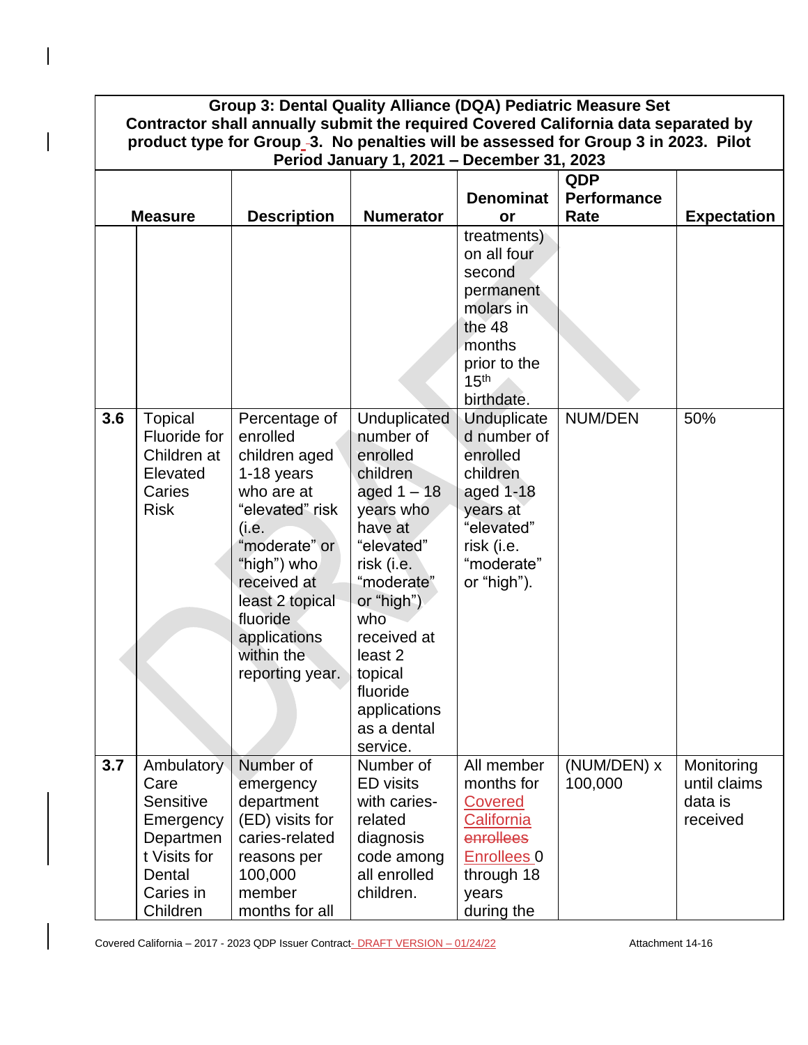| Group 3: Dental Quality Alliance (DQA) Pediatric Measure Set Contractor shall annually submit the required Covered California data separated by product type for Group 3. No penalties will be assessed for Group 3 in 2023. Pilot Period January 1, 2021 – December 31, 2023 | | | | | | |
|---|---|---|---|---|---|---|
| **Measure** | | **Description** | **Numerator** | **Denominator** | **QDP Performance Rate** | **Expectation** |
| | | | | treatments) on all four second permanent molars in the 48 months prior to the 15th birthdate. | | |
| **3.6** | Topical Fluoride for Children at Elevated Caries Risk | Percentage of enrolled children aged 1-18 years who are at "elevated" risk (i.e. "moderate" or "high") who received at least 2 topical fluoride applications within the reporting year. | Unduplicated number of enrolled children aged 1 – 18 years who have at "elevated" risk (i.e. "moderate" or "high") who received at least 2 topical fluoride applications as a dental service. | Unduplicated number of enrolled children aged 1-18 years at "elevated" risk (i.e. "moderate" or "high"). | NUM/DEN | 50% |
| **3.7** | Ambulatory Care Sensitive Emergency Department Visits for Dental Caries in Children | Number of emergency department (ED) visits for caries-related reasons per 100,000 member months for all | Number of ED visits with caries-related diagnosis code among all enrolled children. | All member months for Covered California ~~enrollees~~ Enrollees 0 through 18 years during the | (NUM/DEN) x 100,000 | Monitoring until claims data is received |

Covered California – 2017 - 2023 QDP Issuer Contract- DRAFT VERSION – 01/24/22 Attachment 14-16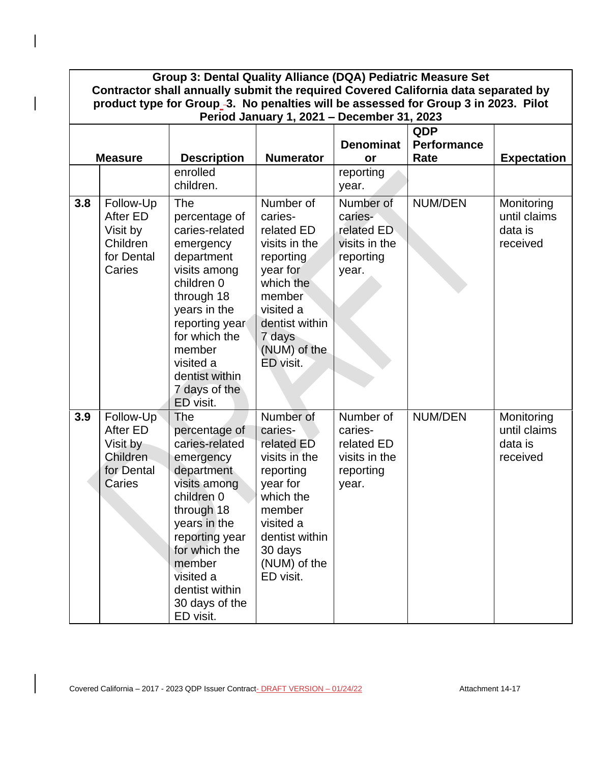| Group 3: Dental Quality Alliance (DQA) Pediatric Measure Set Contractor shall annually submit the required Covered California data separated by product type for Group 3. No penalties will be assessed for Group 3 in 2023. Pilot Period January 1, 2021 – December 31, 2023 | | | | | | |
|---|---|---|---|---|---|---|
| **Measure** | | **Description** | **Numerator** | **Denominator** | **QDP Performance Rate** | **Expectation** |
| | | enrolled children. | | reporting year. | | |
| 3.8 | Follow-Up After ED Visit by Children for Dental Caries | The percentage of caries-related emergency department visits among children 0 through 18 years in the reporting year for which the member visited a dentist within 7 days of the ED visit. | Number of caries-related ED visits in the reporting year for which the member visited a dentist within 7 days (NUM) of the ED visit. | Number of caries-related ED visits in the reporting year. | NUM/DEN | Monitoring until claims data is received |
| 3.9 | Follow-Up After ED Visit by Children for Dental Caries | The percentage of caries-related emergency department visits among children 0 through 18 years in the reporting year for which the member visited a dentist within 30 days of the ED visit. | Number of caries-related ED visits in the reporting year for which the member visited a dentist within 30 days (NUM) of the ED visit. | Number of caries-related ED visits in the reporting year. | NUM/DEN | Monitoring until claims data is received |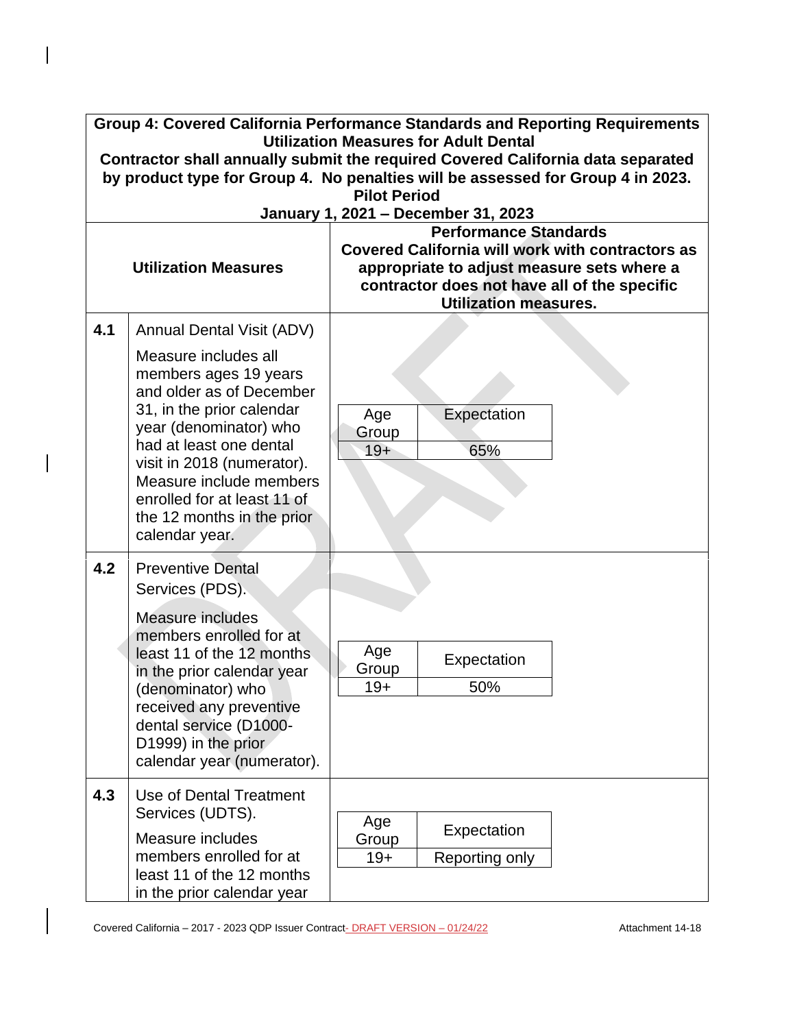| Group 4: Covered California Performance Standards and Reporting Requirements<br>Utilization Measures for Adult Dental<br>Contractor shall annually submit the required Covered California data separated by product type for Group 4. No penalties will be assessed for Group 4 in 2023.<br>Pilot Period<br>January 1, 2021 – December 31, 2023 | | |
|---|---|---|
| **Utilization Measures** | | **Performance Standards**<br>**Covered California will work with contractors as appropriate to adjust measure sets where a contractor does not have all of the specific Utilization measures.** |
| **4.1** | Annual Dental Visit (ADV)<br><br>Measure includes all members ages 19 years and older as of December 31, in the prior calendar year (denominator) who had at least one dental visit in 2018 (numerator). Measure include members enrolled for at least 11 of the 12 months in the prior calendar year. | Age Group: 19+ — Expectation: 65% |
| **4.2** | Preventive Dental Services (PDS).<br><br>Measure includes members enrolled for at least 11 of the 12 months in the prior calendar year (denominator) who received any preventive dental service (D1000-D1999) in the prior calendar year (numerator). | Age Group: 19+ — Expectation: 50% |
| **4.3** | Use of Dental Treatment Services (UDTS).<br><br>Measure includes members enrolled for at least 11 of the 12 months in the prior calendar year | Age Group: 19+ — Expectation: Reporting only |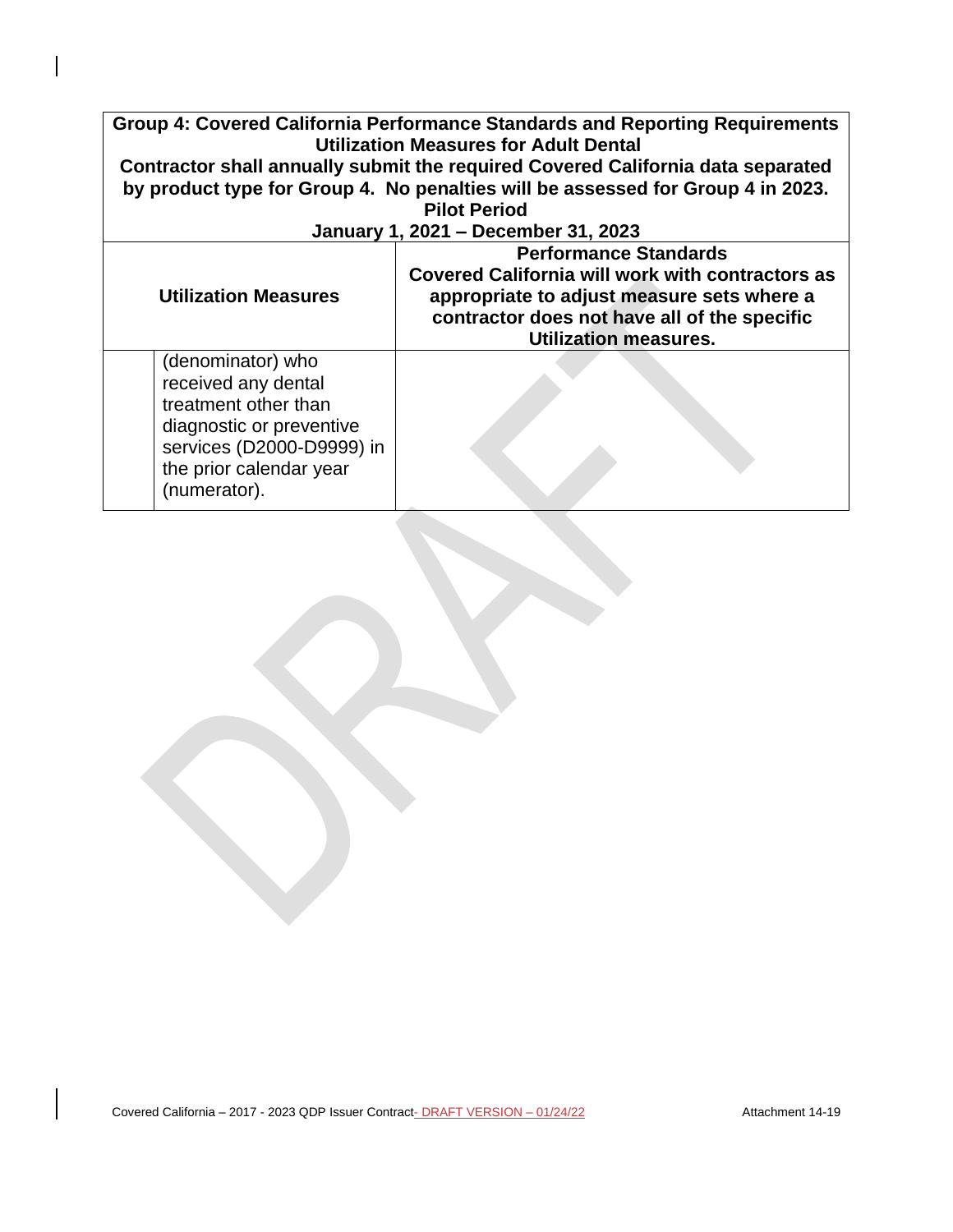| Group 4: Covered California Performance Standards and Reporting Requirements<br>Utilization Measures for Adult Dental<br>Contractor shall annually submit the required Covered California data separated by product type for Group 4. No penalties will be assessed for Group 4 in 2023.<br>Pilot Period<br>January 1, 2021 – December 31, 2023 | | |
|---|---|---|
| **Utilization Measures** | | **Performance Standards**<br>**Covered California will work with contractors as appropriate to adjust measure sets where a contractor does not have all of the specific Utilization measures.** |
| | (denominator) who received any dental treatment other than diagnostic or preventive services (D2000-D9999) in the prior calendar year (numerator). | |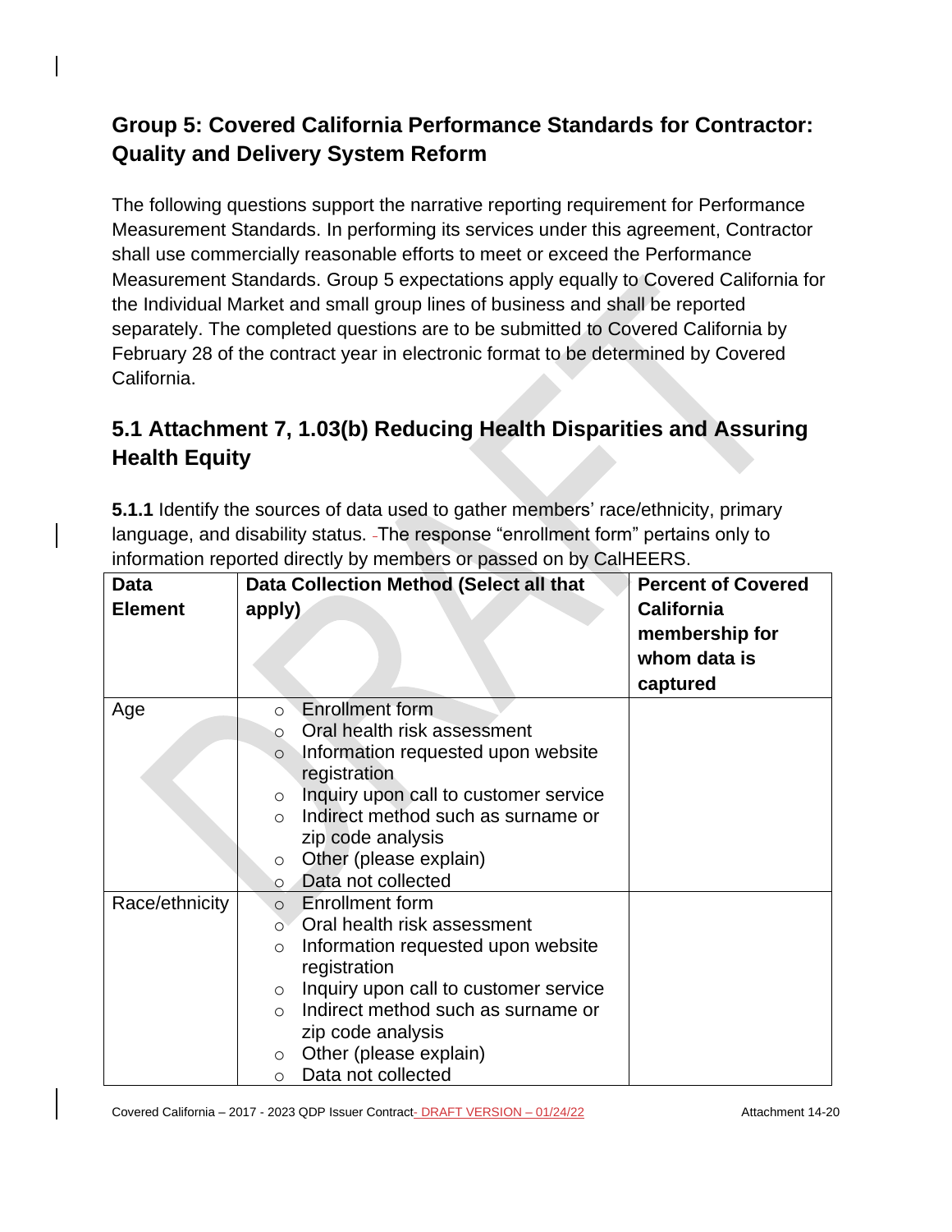## Group 5: Covered California Performance Standards for Contractor: Quality and Delivery System Reform

The following questions support the narrative reporting requirement for Performance Measurement Standards. In performing its services under this agreement, Contractor shall use commercially reasonable efforts to meet or exceed the Performance Measurement Standards. Group 5 expectations apply equally to Covered California for the Individual Market and small group lines of business and shall be reported separately. The completed questions are to be submitted to Covered California by February 28 of the contract year in electronic format to be determined by Covered California.

## 5.1 Attachment 7, 1.03(b) Reducing Health Disparities and Assuring Health Equity

**5.1.1** Identify the sources of data used to gather members' race/ethnicity, primary language, and disability status. The response "enrollment form" pertains only to information reported directly by members or passed on by CalHEERS.

| Data Element | Data Collection Method (Select all that apply) | Percent of Covered California membership for whom data is captured |
|---|---|---|
| Age | ○ Enrollment form<br>○ Oral health risk assessment<br>○ Information requested upon website registration<br>○ Inquiry upon call to customer service<br>○ Indirect method such as surname or zip code analysis<br>○ Other (please explain)<br>○ Data not collected | |
| Race/ethnicity | ○ Enrollment form<br>○ Oral health risk assessment<br>○ Information requested upon website registration<br>○ Inquiry upon call to customer service<br>○ Indirect method such as surname or zip code analysis<br>○ Other (please explain)<br>○ Data not collected | |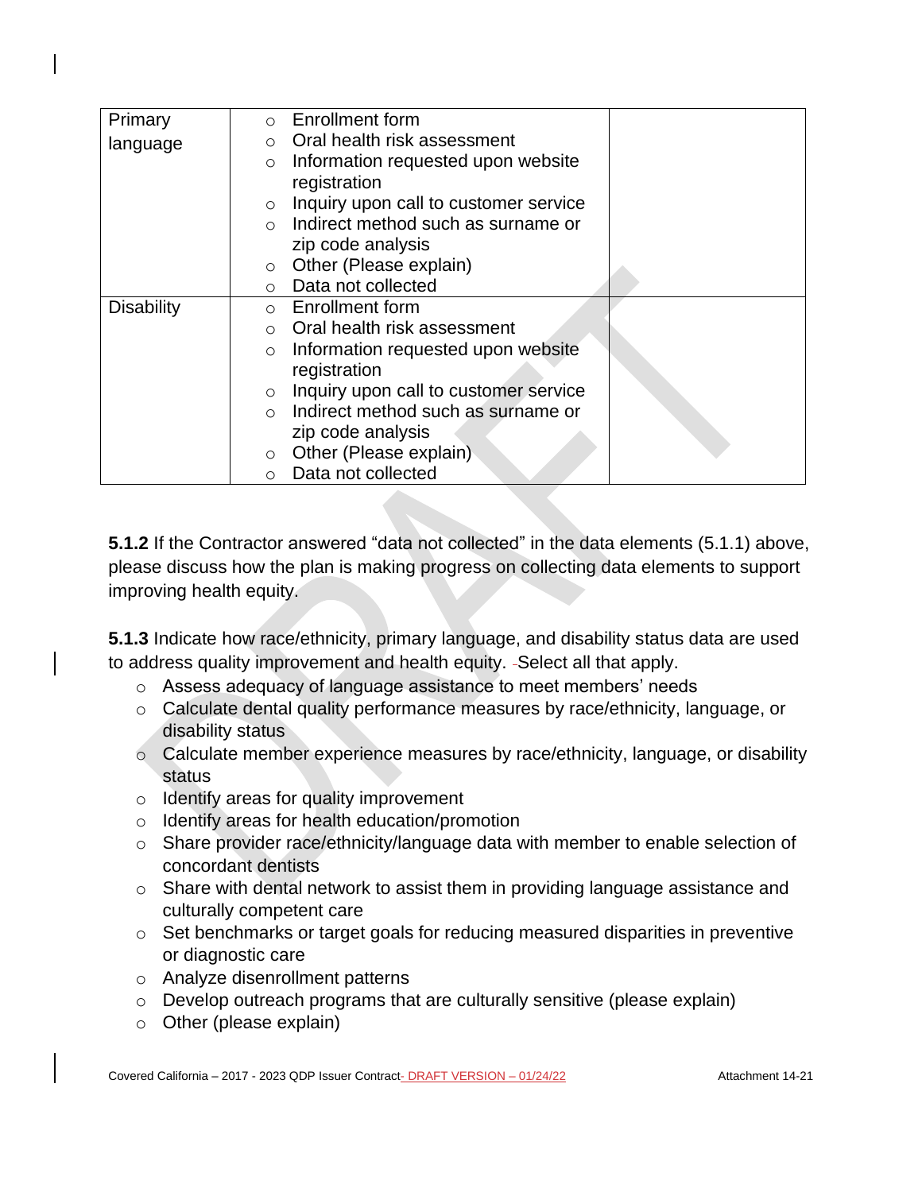| Primary language | ○ Enrollment form<br>○ Oral health risk assessment<br>○ Information requested upon website registration<br>○ Inquiry upon call to customer service<br>○ Indirect method such as surname or zip code analysis<br>○ Other (Please explain)<br>○ Data not collected | |
|---|---|---|
| Disability | ○ Enrollment form<br>○ Oral health risk assessment<br>○ Information requested upon website registration<br>○ Inquiry upon call to customer service<br>○ Indirect method such as surname or zip code analysis<br>○ Other (Please explain)<br>○ Data not collected | |

**5.1.2** If the Contractor answered "data not collected" in the data elements (5.1.1) above, please discuss how the plan is making progress on collecting data elements to support improving health equity.

**5.1.3** Indicate how race/ethnicity, primary language, and disability status data are used to address quality improvement and health equity. Select all that apply.

- ○ Assess adequacy of language assistance to meet members' needs
- ○ Calculate dental quality performance measures by race/ethnicity, language, or disability status
- ○ Calculate member experience measures by race/ethnicity, language, or disability status
- ○ Identify areas for quality improvement
- ○ Identify areas for health education/promotion
- ○ Share provider race/ethnicity/language data with member to enable selection of concordant dentists
- ○ Share with dental network to assist them in providing language assistance and culturally competent care
- ○ Set benchmarks or target goals for reducing measured disparities in preventive or diagnostic care
- ○ Analyze disenrollment patterns
- ○ Develop outreach programs that are culturally sensitive (please explain)
- ○ Other (please explain)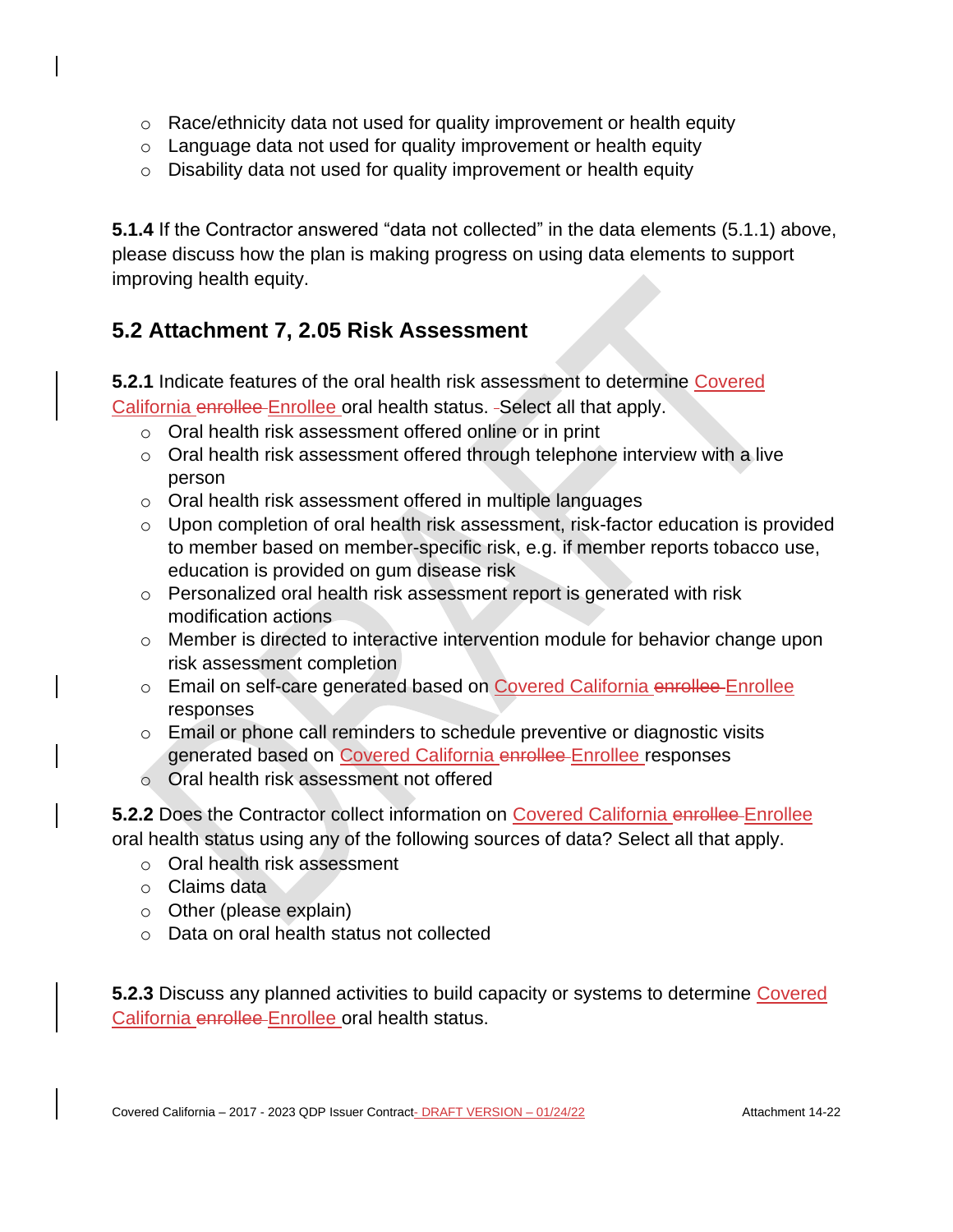- Race/ethnicity data not used for quality improvement or health equity
- Language data not used for quality improvement or health equity
- Disability data not used for quality improvement or health equity

**5.1.4** If the Contractor answered "data not collected" in the data elements (5.1.1) above, please discuss how the plan is making progress on using data elements to support improving health equity.

## 5.2 Attachment 7, 2.05 Risk Assessment

**5.2.1** Indicate features of the oral health risk assessment to determine Covered California ~~enrollee~~ Enrollee oral health status. Select all that apply.

- Oral health risk assessment offered online or in print
- Oral health risk assessment offered through telephone interview with a live person
- Oral health risk assessment offered in multiple languages
- Upon completion of oral health risk assessment, risk-factor education is provided to member based on member-specific risk, e.g. if member reports tobacco use, education is provided on gum disease risk
- Personalized oral health risk assessment report is generated with risk modification actions
- Member is directed to interactive intervention module for behavior change upon risk assessment completion
- Email on self-care generated based on Covered California ~~enrollee~~ Enrollee responses
- Email or phone call reminders to schedule preventive or diagnostic visits generated based on Covered California ~~enrollee~~ Enrollee responses
- Oral health risk assessment not offered

**5.2.2** Does the Contractor collect information on Covered California ~~enrollee~~ Enrollee oral health status using any of the following sources of data? Select all that apply.

- Oral health risk assessment
- Claims data
- Other (please explain)
- Data on oral health status not collected

**5.2.3** Discuss any planned activities to build capacity or systems to determine Covered California ~~enrollee~~ Enrollee oral health status.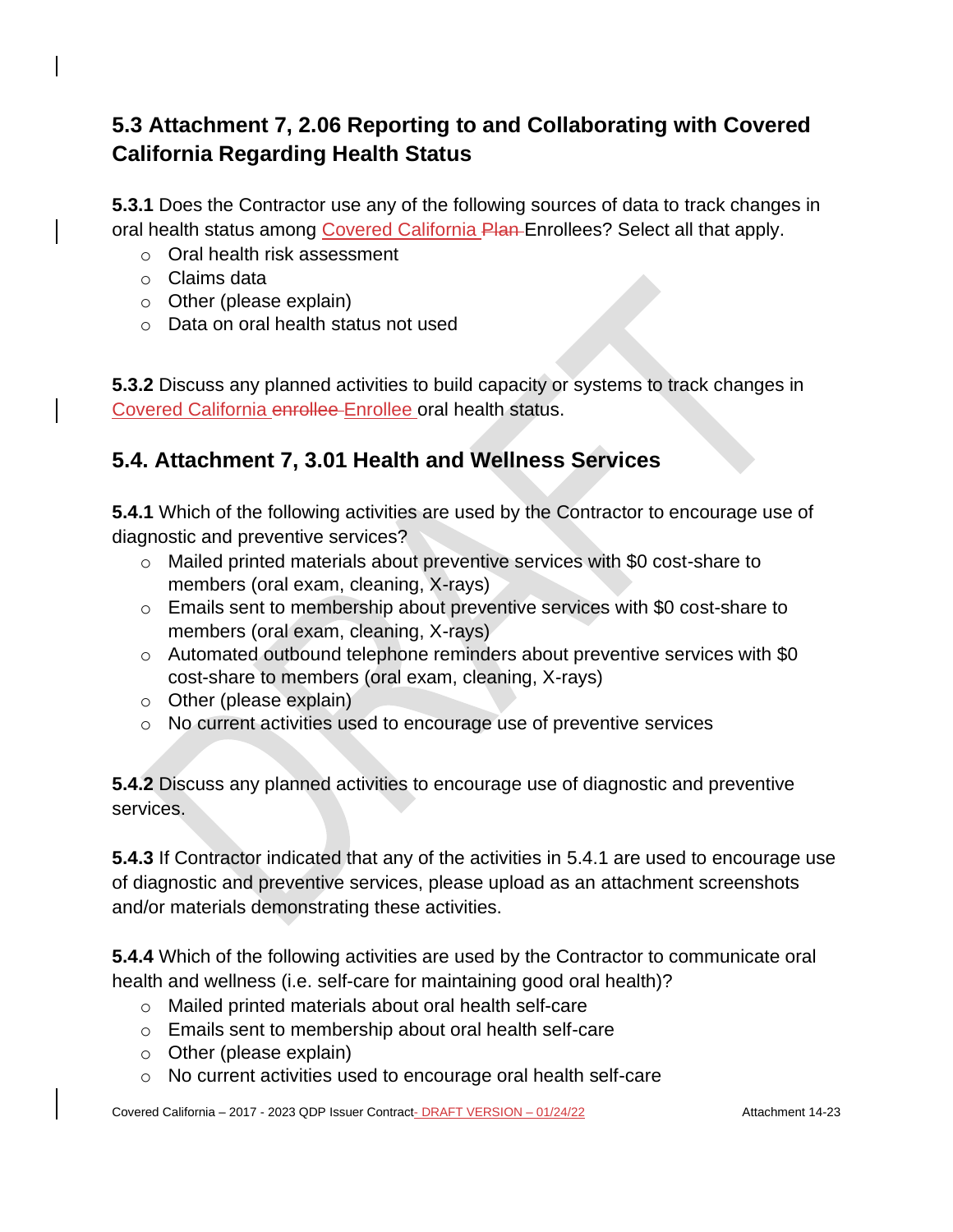## 5.3 Attachment 7, 2.06 Reporting to and Collaborating with Covered California Regarding Health Status

**5.3.1** Does the Contractor use any of the following sources of data to track changes in oral health status among Covered California ~~Plan~~ Enrollees? Select all that apply.

- Oral health risk assessment
- Claims data
- Other (please explain)
- Data on oral health status not used

**5.3.2** Discuss any planned activities to build capacity or systems to track changes in Covered California ~~enrollee~~ Enrollee oral health status.

## 5.4. Attachment 7, 3.01 Health and Wellness Services

**5.4.1** Which of the following activities are used by the Contractor to encourage use of diagnostic and preventive services?

- Mailed printed materials about preventive services with $0 cost-share to members (oral exam, cleaning, X-rays)
- Emails sent to membership about preventive services with $0 cost-share to members (oral exam, cleaning, X-rays)
- Automated outbound telephone reminders about preventive services with $0 cost-share to members (oral exam, cleaning, X-rays)
- Other (please explain)
- No current activities used to encourage use of preventive services

**5.4.2** Discuss any planned activities to encourage use of diagnostic and preventive services.

**5.4.3** If Contractor indicated that any of the activities in 5.4.1 are used to encourage use of diagnostic and preventive services, please upload as an attachment screenshots and/or materials demonstrating these activities.

**5.4.4** Which of the following activities are used by the Contractor to communicate oral health and wellness (i.e. self-care for maintaining good oral health)?

- Mailed printed materials about oral health self-care
- Emails sent to membership about oral health self-care
- Other (please explain)
- No current activities used to encourage oral health self-care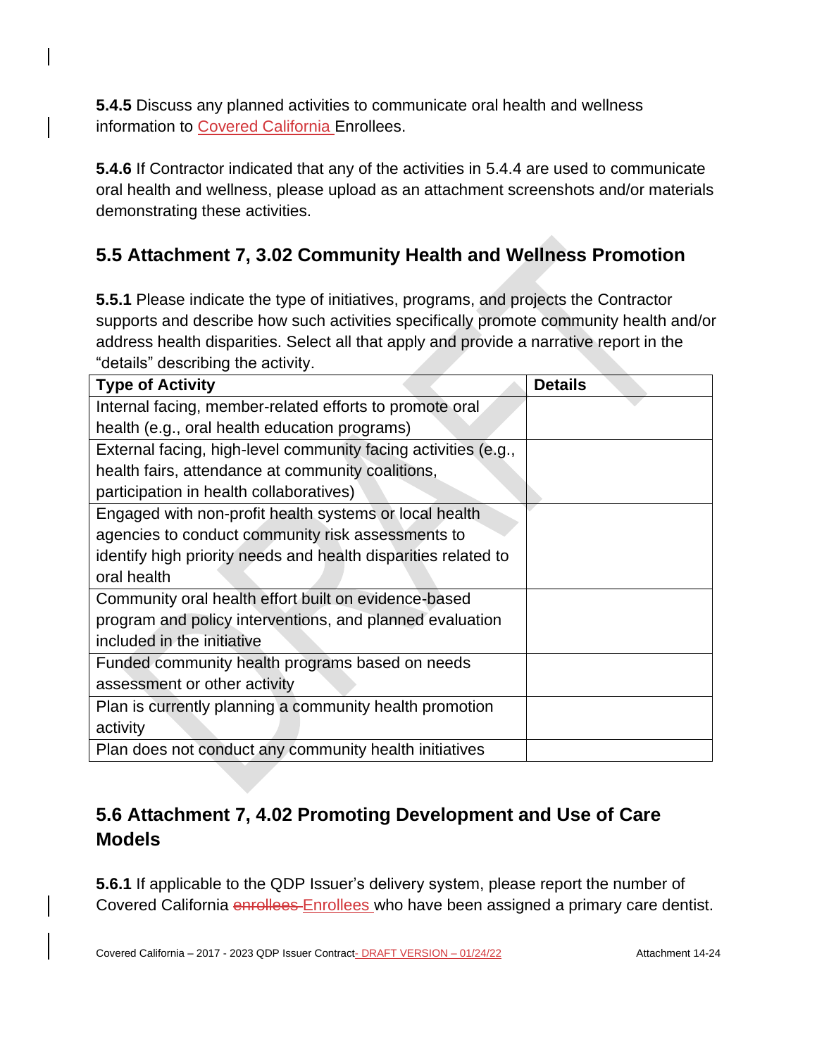**5.4.5** Discuss any planned activities to communicate oral health and wellness information to Covered California Enrollees.

**5.4.6** If Contractor indicated that any of the activities in 5.4.4 are used to communicate oral health and wellness, please upload as an attachment screenshots and/or materials demonstrating these activities.

## 5.5 Attachment 7, 3.02 Community Health and Wellness Promotion

**5.5.1** Please indicate the type of initiatives, programs, and projects the Contractor supports and describe how such activities specifically promote community health and/or address health disparities. Select all that apply and provide a narrative report in the "details" describing the activity.

| Type of Activity | Details |
|---|---|
| Internal facing, member-related efforts to promote oral health (e.g., oral health education programs) | |
| External facing, high-level community facing activities (e.g., health fairs, attendance at community coalitions, participation in health collaboratives) | |
| Engaged with non-profit health systems or local health agencies to conduct community risk assessments to identify high priority needs and health disparities related to oral health | |
| Community oral health effort built on evidence-based program and policy interventions, and planned evaluation included in the initiative | |
| Funded community health programs based on needs assessment or other activity | |
| Plan is currently planning a community health promotion activity | |
| Plan does not conduct any community health initiatives | |

## 5.6 Attachment 7, 4.02 Promoting Development and Use of Care Models

**5.6.1** If applicable to the QDP Issuer's delivery system, please report the number of Covered California ~~enrollees~~ Enrollees who have been assigned a primary care dentist.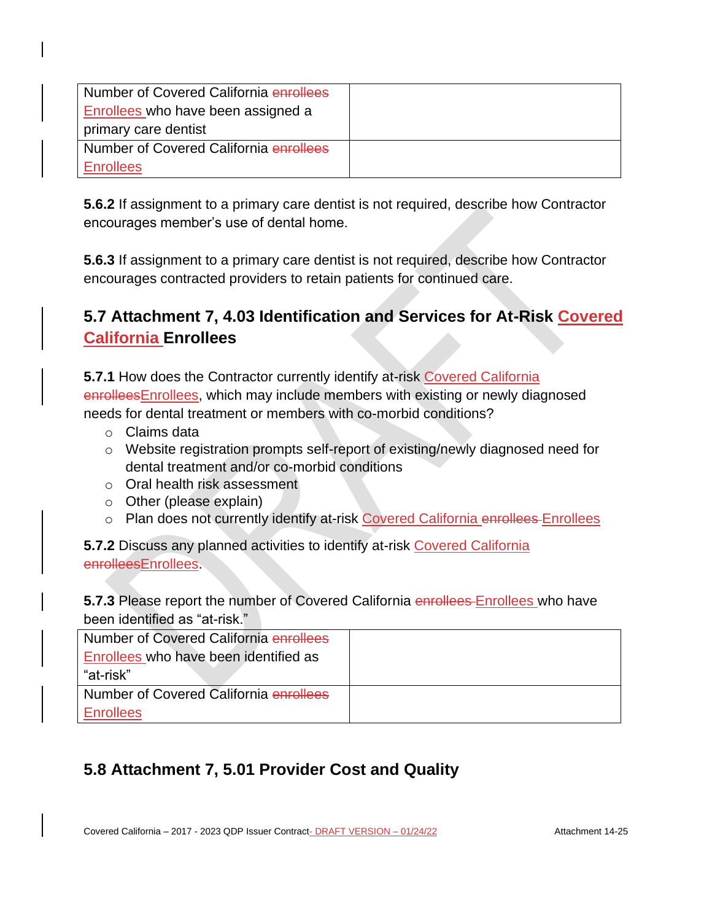| Number of Covered California ~~enrollees~~ Enrollees who have been assigned a primary care dentist | |
|---|---|
| Number of Covered California ~~enrollees~~ Enrollees | |

**5.6.2** If assignment to a primary care dentist is not required, describe how Contractor encourages member's use of dental home.

**5.6.3** If assignment to a primary care dentist is not required, describe how Contractor encourages contracted providers to retain patients for continued care.

## 5.7 Attachment 7, 4.03 Identification and Services for At-Risk Covered California Enrollees

**5.7.1** How does the Contractor currently identify at-risk Covered California ~~enrollees~~Enrollees, which may include members with existing or newly diagnosed needs for dental treatment or members with co-morbid conditions?

- Claims data
- Website registration prompts self-report of existing/newly diagnosed need for dental treatment and/or co-morbid conditions
- Oral health risk assessment
- Other (please explain)
- Plan does not currently identify at-risk Covered California ~~enrollees~~ Enrollees

**5.7.2** Discuss any planned activities to identify at-risk Covered California ~~enrollees~~Enrollees.

**5.7.3** Please report the number of Covered California ~~enrollees~~ Enrollees who have been identified as "at-risk."

| Number of Covered California ~~enrollees~~ Enrollees who have been identified as "at-risk" | |
|---|---|
| Number of Covered California ~~enrollees~~ Enrollees | |

## 5.8 Attachment 7, 5.01 Provider Cost and Quality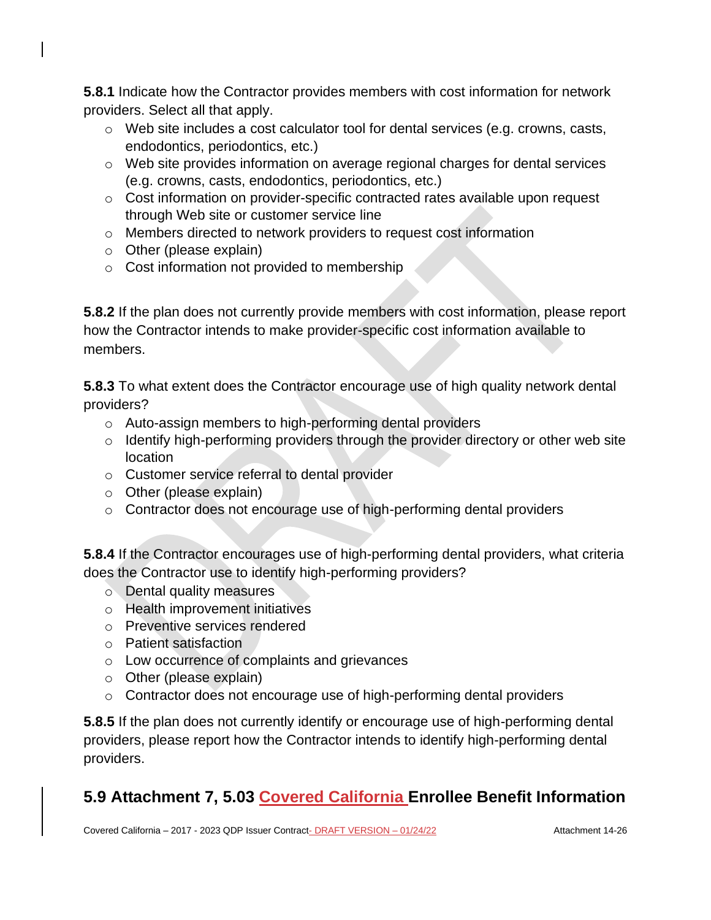**5.8.1** Indicate how the Contractor provides members with cost information for network providers. Select all that apply.

- Web site includes a cost calculator tool for dental services (e.g. crowns, casts, endodontics, periodontics, etc.)
- Web site provides information on average regional charges for dental services (e.g. crowns, casts, endodontics, periodontics, etc.)
- Cost information on provider-specific contracted rates available upon request through Web site or customer service line
- Members directed to network providers to request cost information
- Other (please explain)
- Cost information not provided to membership

**5.8.2** If the plan does not currently provide members with cost information, please report how the Contractor intends to make provider-specific cost information available to members.

**5.8.3** To what extent does the Contractor encourage use of high quality network dental providers?

- Auto-assign members to high-performing dental providers
- Identify high-performing providers through the provider directory or other web site location
- Customer service referral to dental provider
- Other (please explain)
- Contractor does not encourage use of high-performing dental providers

**5.8.4** If the Contractor encourages use of high-performing dental providers, what criteria does the Contractor use to identify high-performing providers?

- Dental quality measures
- Health improvement initiatives
- Preventive services rendered
- Patient satisfaction
- Low occurrence of complaints and grievances
- Other (please explain)
- Contractor does not encourage use of high-performing dental providers

**5.8.5** If the plan does not currently identify or encourage use of high-performing dental providers, please report how the Contractor intends to identify high-performing dental providers.

## 5.9 Attachment 7, 5.03 Covered California Enrollee Benefit Information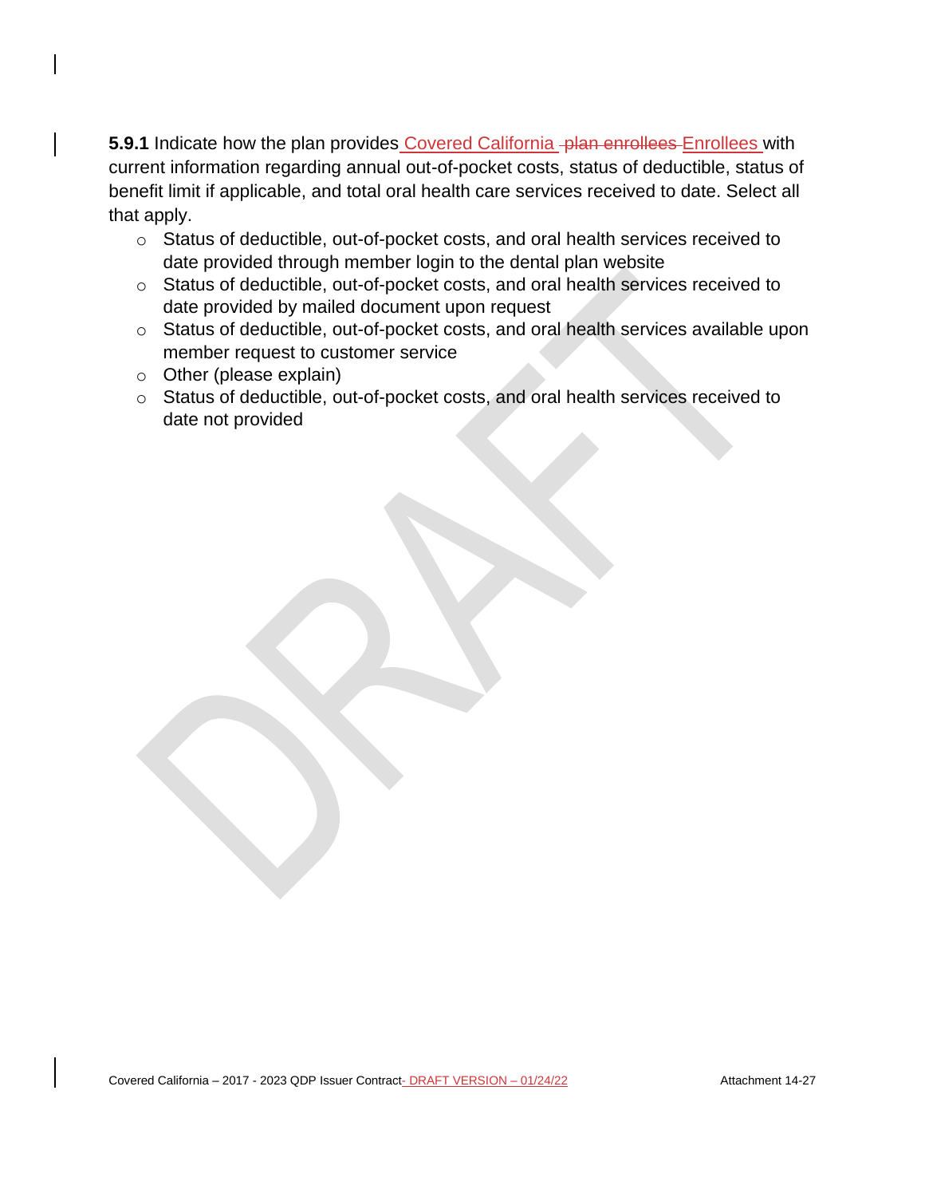**5.9.1** Indicate how the plan provides Covered California ~~plan enrollees~~ Enrollees with current information regarding annual out-of-pocket costs, status of deductible, status of benefit limit if applicable, and total oral health care services received to date. Select all that apply.

- Status of deductible, out-of-pocket costs, and oral health services received to date provided through member login to the dental plan website
- Status of deductible, out-of-pocket costs, and oral health services received to date provided by mailed document upon request
- Status of deductible, out-of-pocket costs, and oral health services available upon member request to customer service
- Other (please explain)
- Status of deductible, out-of-pocket costs, and oral health services received to date not provided